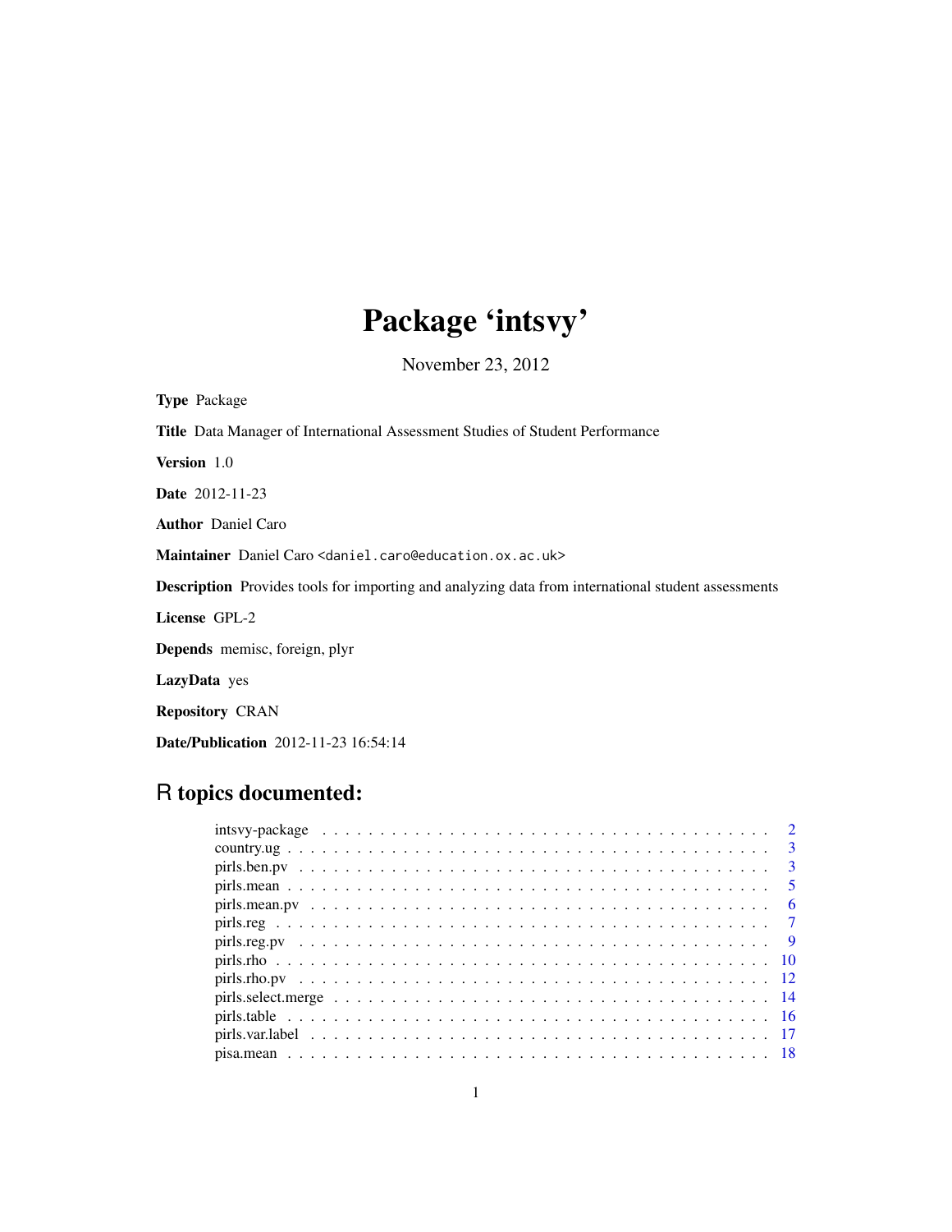# Package 'intsvy'

November 23, 2012

**Type** Package

**Title** Data Manager of International Assessment Studies of Student Performance

**Version** 1.0

**Date** 2012-11-23

**Author** Daniel Caro

**Maintainer** Daniel Caro <daniel.caro@education.ox.ac.uk>

**Description** Provides tools for importing and analyzing data from international student assessments

**License** GPL-2

**Depends** memisc, foreign, plyr

**LazyData** yes

**Repository** CRAN

**Date/Publication** 2012-11-23 16:54:14

## R topics documented:

- intsvy-package . . . . . . . . . . . . . . . . . . . . . . . . . . . . . . . . . . . . . 2
- country.ug . . . . . . . . . . . . . . . . . . . . . . . . . . . . . . . . . . . . . . . 3
- pirls.ben.pv . . . . . . . . . . . . . . . . . . . . . . . . . . . . . . . . . . . . . . 3
- pirls.mean . . . . . . . . . . . . . . . . . . . . . . . . . . . . . . . . . . . . . . . 5
- pirls.mean.pv . . . . . . . . . . . . . . . . . . . . . . . . . . . . . . . . . . . . . 6
- pirls.reg . . . . . . . . . . . . . . . . . . . . . . . . . . . . . . . . . . . . . . . . 7
- pirls.reg.pv . . . . . . . . . . . . . . . . . . . . . . . . . . . . . . . . . . . . . . 9
- pirls.rho . . . . . . . . . . . . . . . . . . . . . . . . . . . . . . . . . . . . . . . . 10
- pirls.rho.pv . . . . . . . . . . . . . . . . . . . . . . . . . . . . . . . . . . . . . . 12
- pirls.select.merge . . . . . . . . . . . . . . . . . . . . . . . . . . . . . . . . . . . 14
- pirls.table . . . . . . . . . . . . . . . . . . . . . . . . . . . . . . . . . . . . . . . 16
- pirls.var.label . . . . . . . . . . . . . . . . . . . . . . . . . . . . . . . . . . . . . 17
- pisa.mean . . . . . . . . . . . . . . . . . . . . . . . . . . . . . . . . . . . . . . . 18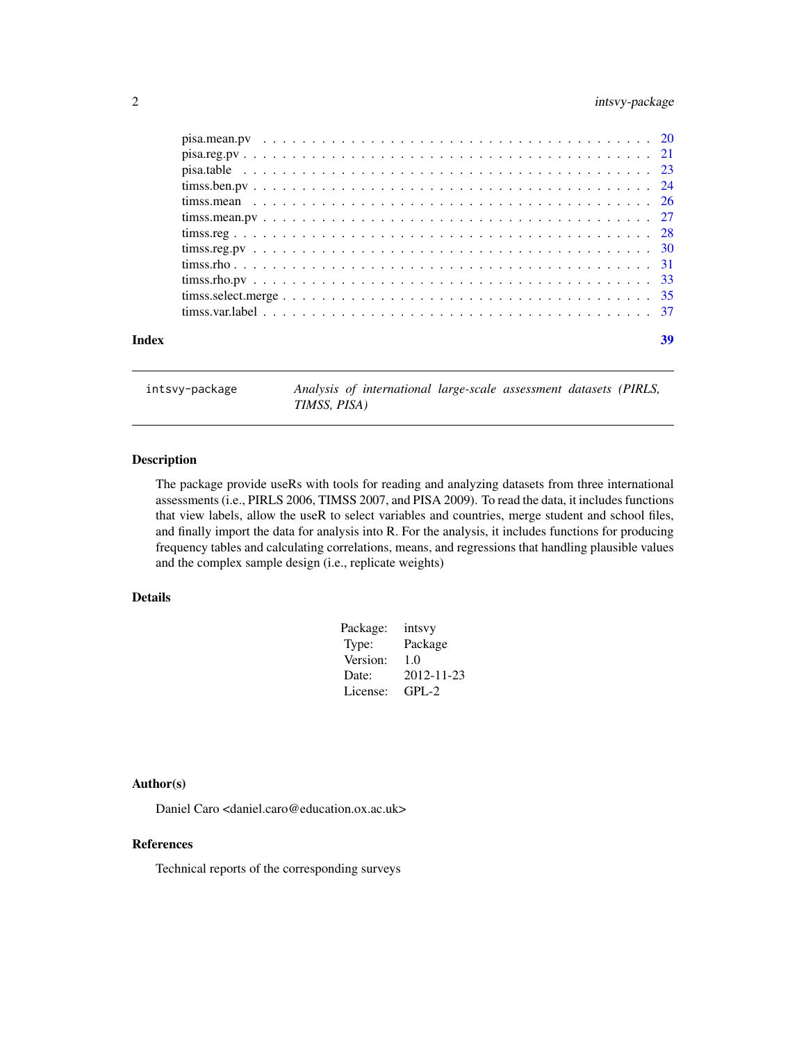| | |
|---|---|
| pisa.mean.pv | 20 |
| pisa.reg.pv | 21 |
| pisa.table | 23 |
| timss.ben.pv | 24 |
| timss.mean | 26 |
| timss.mean.pv | 27 |
| timss.reg | 28 |
| timss.reg.pv | 30 |
| timss.rho | 31 |
| timss.rho.pv | 33 |
| timss.select.merge | 35 |
| timss.var.label | 37 |

**Index** 39

---

`intsvy-package` *Analysis of international large-scale assessment datasets (PIRLS, TIMSS, PISA)*

---

## Description

The package provide useRs with tools for reading and analyzing datasets from three international assessments (i.e., PIRLS 2006, TIMSS 2007, and PISA 2009). To read the data, it includes functions that view labels, allow the useR to select variables and countries, merge student and school files, and finally import the data for analysis into R. For the analysis, it includes functions for producing frequency tables and calculating correlations, means, and regressions that handling plausible values and the complex sample design (i.e., replicate weights)

## Details

| | |
|---|---|
| Package: | intsvy |
| Type: | Package |
| Version: | 1.0 |
| Date: | 2012-11-23 |
| License: | GPL-2 |

## Author(s)

Daniel Caro <daniel.caro@education.ox.ac.uk>

## References

Technical reports of the corresponding surveys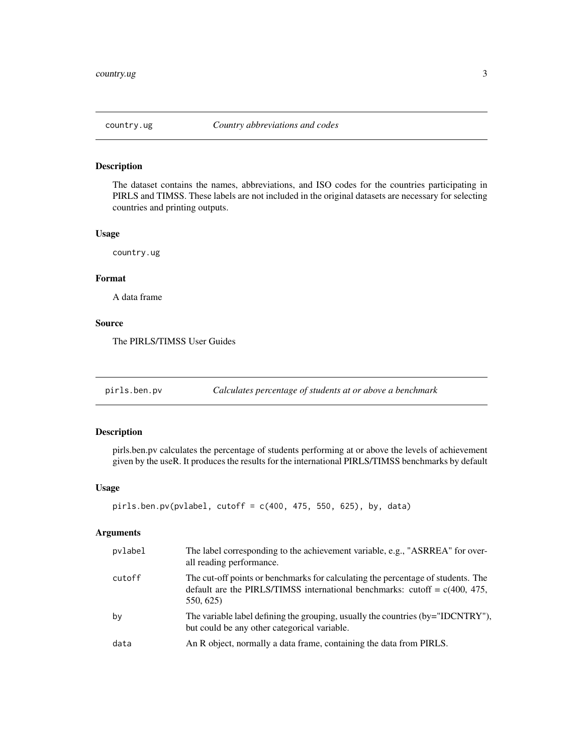## country.ug — *Country abbreviations and codes*

### Description

The dataset contains the names, abbreviations, and ISO codes for the countries participating in PIRLS and TIMSS. These labels are not included in the original datasets are necessary for selecting countries and printing outputs.

### Usage

```
country.ug
```

### Format

A data frame

### Source

The PIRLS/TIMSS User Guides

## pirls.ben.pv — *Calculates percentage of students at or above a benchmark*

### Description

pirls.ben.pv calculates the percentage of students performing at or above the levels of achievement given by the useR. It produces the results for the international PIRLS/TIMSS benchmarks by default

### Usage

```
pirls.ben.pv(pvlabel, cutoff = c(400, 475, 550, 625), by, data)
```

### Arguments

| | |
|---|---|
| pvlabel | The label corresponding to the achievement variable, e.g., "ASRREA" for overall reading performance. |
| cutoff | The cut-off points or benchmarks for calculating the percentage of students. The default are the PIRLS/TIMSS international benchmarks: cutoff = c(400, 475, 550, 625) |
| by | The variable label defining the grouping, usually the countries (by="IDCNTRY"), but could be any other categorical variable. |
| data | An R object, normally a data frame, containing the data from PIRLS. |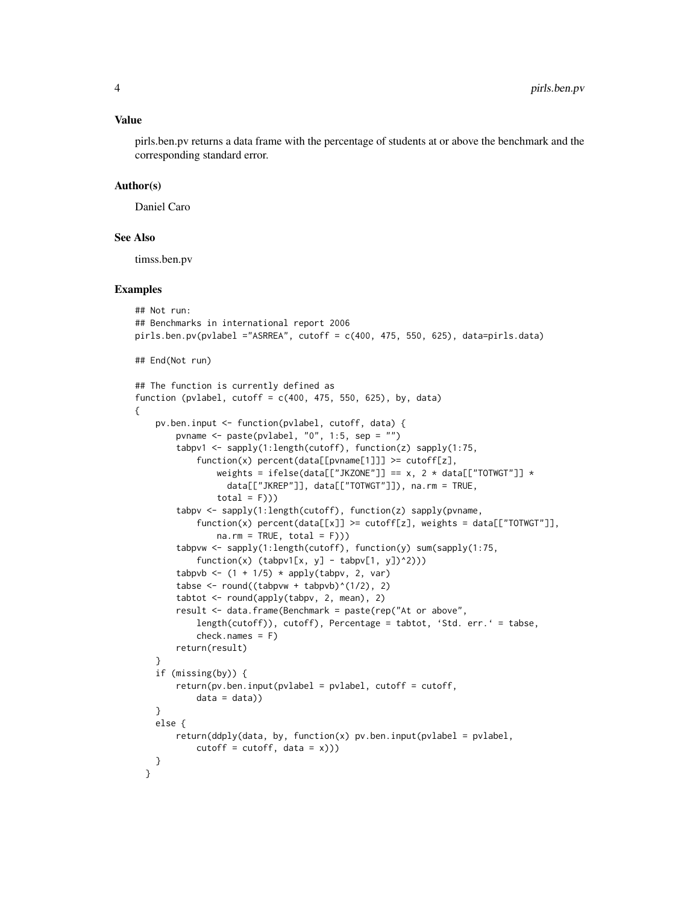### Value

pirls.ben.pv returns a data frame with the percentage of students at or above the benchmark and the corresponding standard error.

### Author(s)

Daniel Caro

### See Also

timss.ben.pv

### Examples

```
## Not run:
## Benchmarks in international report 2006
pirls.ben.pv(pvlabel ="ASRREA", cutoff = c(400, 475, 550, 625), data=pirls.data)

## End(Not run)

## The function is currently defined as
function (pvlabel, cutoff = c(400, 475, 550, 625), by, data)
{
    pv.ben.input <- function(pvlabel, cutoff, data) {
        pvname <- paste(pvlabel, "0", 1:5, sep = "")
        tabpv1 <- sapply(1:length(cutoff), function(z) sapply(1:75,
            function(x) percent(data[[pvname[1]]] >= cutoff[z],
                weights = ifelse(data[["JKZONE"]] == x, 2 * data[["TOTWGT"]] *
                  data[["JKREP"]], data[["TOTWGT"]]), na.rm = TRUE,
                total = F)))
        tabpv <- sapply(1:length(cutoff), function(z) sapply(pvname,
            function(x) percent(data[[x]] >= cutoff[z], weights = data[["TOTWGT"]],
                na.rm = TRUE, total = F)))
        tabpvw <- sapply(1:length(cutoff), function(y) sum(sapply(1:75,
            function(x) (tabpv1[x, y] - tabpv[1, y])^2)))
        tabpvb <- (1 + 1/5) * apply(tabpv, 2, var)
        tabse <- round((tabpvw + tabpvb)^(1/2), 2)
        tabtot <- round(apply(tabpv, 2, mean), 2)
        result <- data.frame(Benchmark = paste(rep("At or above",
            length(cutoff)), cutoff), Percentage = tabtot, `Std. err.` = tabse,
            check.names = F)
        return(result)
    }
    if (missing(by)) {
        return(pv.ben.input(pvlabel = pvlabel, cutoff = cutoff,
            data = data))
    }
    else {
        return(ddply(data, by, function(x) pv.ben.input(pvlabel = pvlabel,
            cutoff = cutoff, data = x)))
    }
  }
```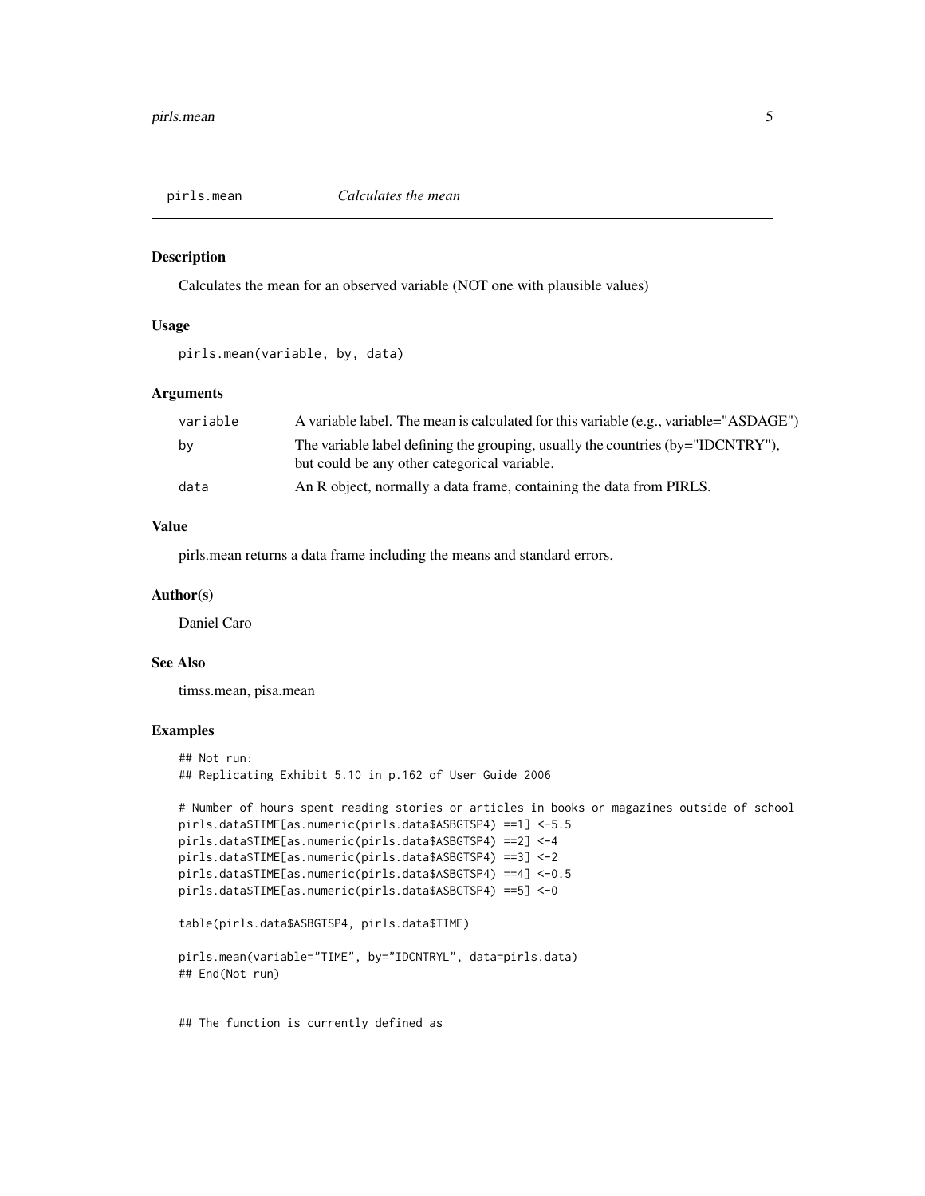## pirls.mean *Calculates the mean*

### Description

Calculates the mean for an observed variable (NOT one with plausible values)

### Usage

```
pirls.mean(variable, by, data)
```

### Arguments

| | |
|---|---|
| variable | A variable label. The mean is calculated for this variable (e.g., variable="ASDAGE") |
| by | The variable label defining the grouping, usually the countries (by="IDCNTRY"), but could be any other categorical variable. |
| data | An R object, normally a data frame, containing the data from PIRLS. |

### Value

pirls.mean returns a data frame including the means and standard errors.

### Author(s)

Daniel Caro

### See Also

timss.mean, pisa.mean

### Examples

```
## Not run:
## Replicating Exhibit 5.10 in p.162 of User Guide 2006

# Number of hours spent reading stories or articles in books or magazines outside of school
pirls.data$TIME[as.numeric(pirls.data$ASBGTSP4) ==1] <-5.5
pirls.data$TIME[as.numeric(pirls.data$ASBGTSP4) ==2] <-4
pirls.data$TIME[as.numeric(pirls.data$ASBGTSP4) ==3] <-2
pirls.data$TIME[as.numeric(pirls.data$ASBGTSP4) ==4] <-0.5
pirls.data$TIME[as.numeric(pirls.data$ASBGTSP4) ==5] <-0

table(pirls.data$ASBGTSP4, pirls.data$TIME)

pirls.mean(variable="TIME", by="IDCNTRYL", data=pirls.data)
## End(Not run)


## The function is currently defined as
```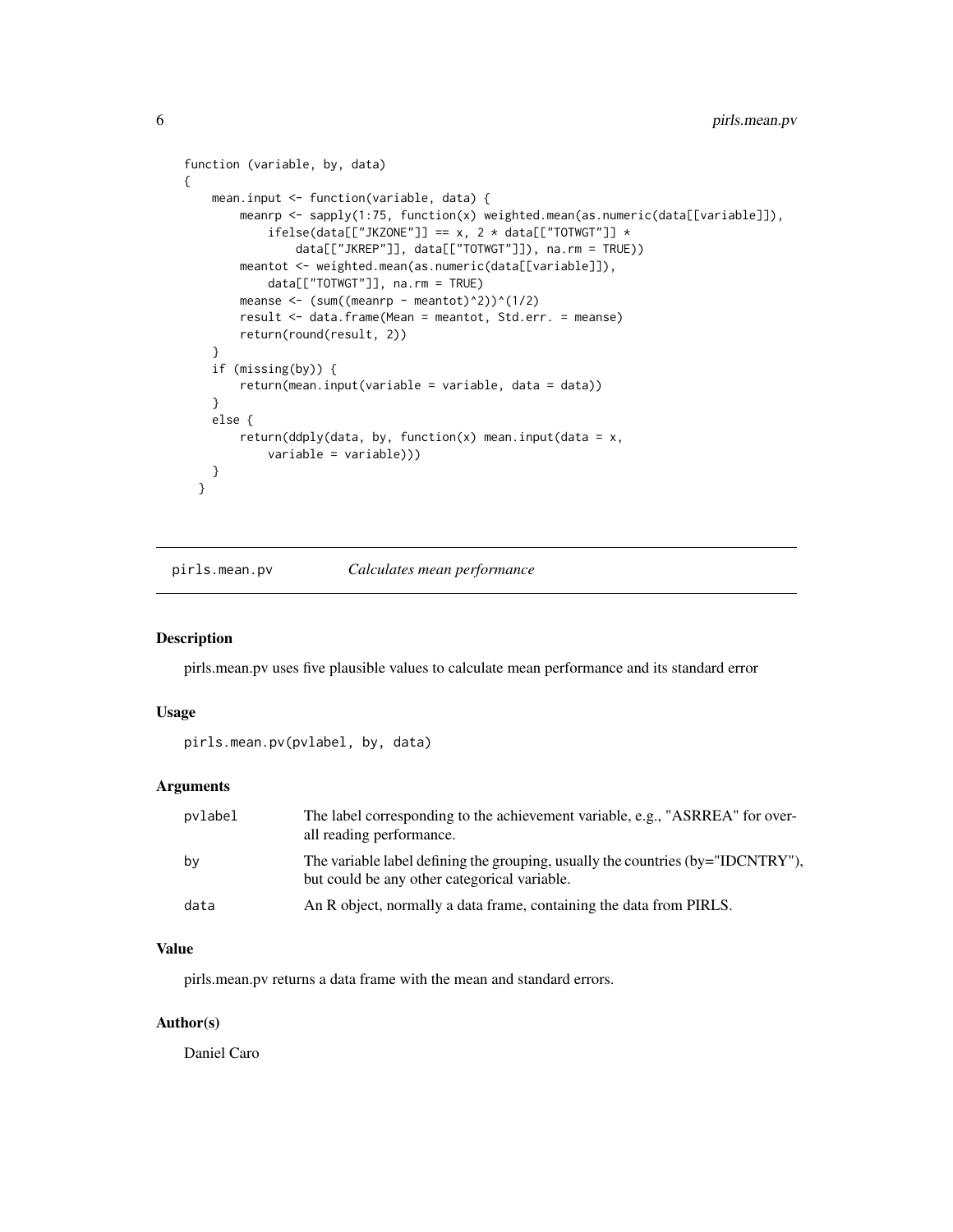```
function (variable, by, data)
{
    mean.input <- function(variable, data) {
        meanrp <- sapply(1:75, function(x) weighted.mean(as.numeric(data[[variable]]),
            ifelse(data[["JKZONE"]] == x, 2 * data[["TOTWGT"]] *
                data[["JKREP"]], data[["TOTWGT"]]), na.rm = TRUE))
        meantot <- weighted.mean(as.numeric(data[[variable]]),
            data[["TOTWGT"]], na.rm = TRUE)
        meanse <- (sum((meanrp - meantot)^2))^(1/2)
        result <- data.frame(Mean = meantot, Std.err. = meanse)
        return(round(result, 2))
    }
    if (missing(by)) {
        return(mean.input(variable = variable, data = data))
    }
    else {
        return(ddply(data, by, function(x) mean.input(data = x,
            variable = variable)))
    }
  }
```

## pirls.mean.pv    *Calculates mean performance*

### Description

pirls.mean.pv uses five plausible values to calculate mean performance and its standard error

### Usage

```
pirls.mean.pv(pvlabel, by, data)
```

### Arguments

| | |
|---|---|
| pvlabel | The label corresponding to the achievement variable, e.g., "ASRREA" for overall reading performance. |
| by | The variable label defining the grouping, usually the countries (by="IDCNTRY"), but could be any other categorical variable. |
| data | An R object, normally a data frame, containing the data from PIRLS. |

### Value

pirls.mean.pv returns a data frame with the mean and standard errors.

### Author(s)

Daniel Caro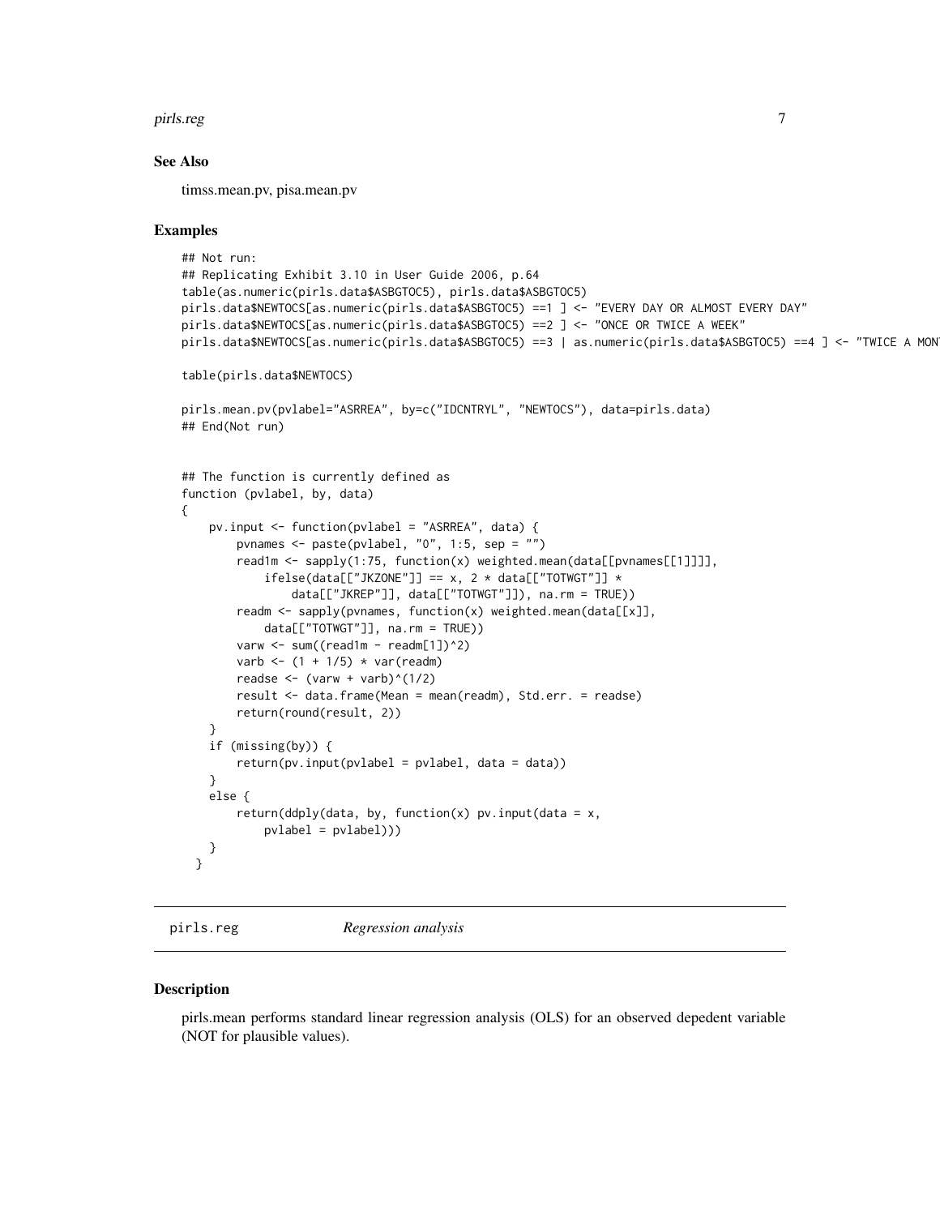## See Also

timss.mean.pv, pisa.mean.pv

## Examples

```
## Not run:
## Replicating Exhibit 3.10 in User Guide 2006, p.64
table(as.numeric(pirls.data$ASBGTOC5), pirls.data$ASBGTOC5)
pirls.data$NEWTOCS[as.numeric(pirls.data$ASBGTOC5) ==1 ] <- "EVERY DAY OR ALMOST EVERY DAY"
pirls.data$NEWTOCS[as.numeric(pirls.data$ASBGTOC5) ==2 ] <- "ONCE OR TWICE A WEEK"
pirls.data$NEWTOCS[as.numeric(pirls.data$ASBGTOC5) ==3 | as.numeric(pirls.data$ASBGTOC5) ==4 ] <- "TWICE A MON

table(pirls.data$NEWTOCS)

pirls.mean.pv(pvlabel="ASRREA", by=c("IDCNTRYL", "NEWTOCS"), data=pirls.data)
## End(Not run)


## The function is currently defined as
function (pvlabel, by, data)
{
    pv.input <- function(pvlabel = "ASRREA", data) {
        pvnames <- paste(pvlabel, "0", 1:5, sep = "")
        read1m <- sapply(1:75, function(x) weighted.mean(data[[pvnames[[1]]]],
            ifelse(data[["JKZONE"]] == x, 2 * data[["TOTWGT"]] *
                data[["JKREP"]], data[["TOTWGT"]]), na.rm = TRUE))
        readm <- sapply(pvnames, function(x) weighted.mean(data[[x]],
            data[["TOTWGT"]], na.rm = TRUE))
        varw <- sum((read1m - readm[1])^2)
        varb <- (1 + 1/5) * var(readm)
        readse <- (varw + varb)^(1/2)
        result <- data.frame(Mean = mean(readm), Std.err. = readse)
        return(round(result, 2))
    }
    if (missing(by)) {
        return(pv.input(pvlabel = pvlabel, data = data))
    }
    else {
        return(ddply(data, by, function(x) pv.input(data = x,
            pvlabel = pvlabel)))
    }
  }
```

---

# pirls.reg *Regression analysis*

## Description

pirls.mean performs standard linear regression analysis (OLS) for an observed depedent variable (NOT for plausible values).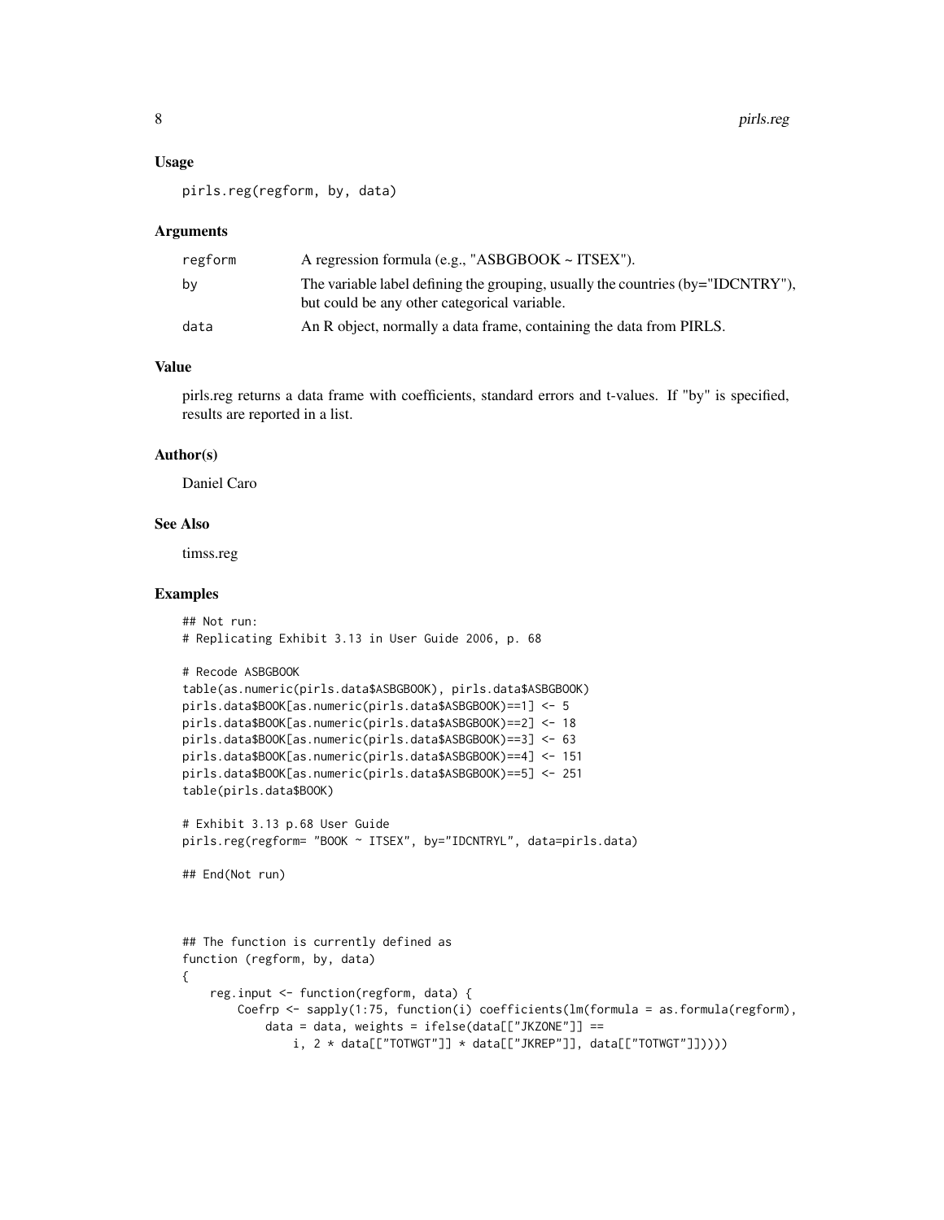### Usage

```
pirls.reg(regform, by, data)
```

### Arguments

| | |
|---|---|
| regform | A regression formula (e.g., "ASBGBOOK ~ ITSEX"). |
| by | The variable label defining the grouping, usually the countries (by="IDCNTRY"), but could be any other categorical variable. |
| data | An R object, normally a data frame, containing the data from PIRLS. |

### Value

pirls.reg returns a data frame with coefficients, standard errors and t-values. If "by" is specified, results are reported in a list.

### Author(s)

Daniel Caro

### See Also

timss.reg

### Examples

```
## Not run:
# Replicating Exhibit 3.13 in User Guide 2006, p. 68

# Recode ASBGBOOK
table(as.numeric(pirls.data$ASBGBOOK), pirls.data$ASBGBOOK)
pirls.data$BOOK[as.numeric(pirls.data$ASBGBOOK)==1] <- 5
pirls.data$BOOK[as.numeric(pirls.data$ASBGBOOK)==2] <- 18
pirls.data$BOOK[as.numeric(pirls.data$ASBGBOOK)==3] <- 63
pirls.data$BOOK[as.numeric(pirls.data$ASBGBOOK)==4] <- 151
pirls.data$BOOK[as.numeric(pirls.data$ASBGBOOK)==5] <- 251
table(pirls.data$BOOK)

# Exhibit 3.13 p.68 User Guide
pirls.reg(regform= "BOOK ~ ITSEX", by="IDCNTRYL", data=pirls.data)

## End(Not run)



## The function is currently defined as
function (regform, by, data)
{
    reg.input <- function(regform, data) {
        Coefrp <- sapply(1:75, function(i) coefficients(lm(formula = as.formula(regform),
            data = data, weights = ifelse(data[["JKZONE"]] ==
                i, 2 * data[["TOTWGT"]] * data[["JKREP"]], data[["TOTWGT"]]))))
```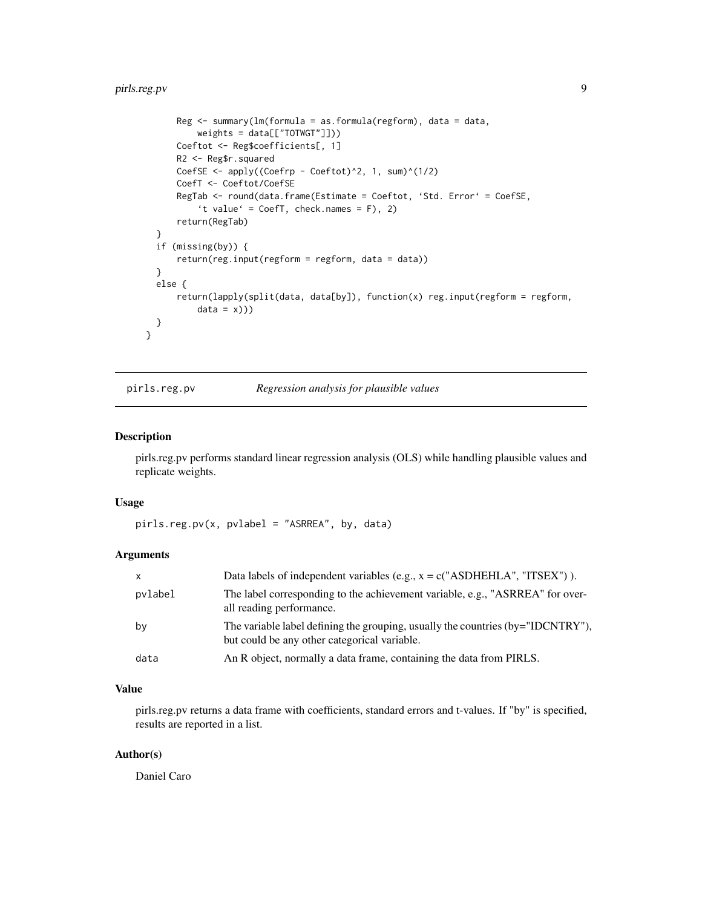```
        Reg <- summary(lm(formula = as.formula(regform), data = data,
            weights = data[["TOTWGT"]]))
        Coeftot <- Reg$coefficients[, 1]
        R2 <- Reg$r.squared
        CoefSE <- apply((Coefrp - Coeftot)^2, 1, sum)^(1/2)
        CoefT <- Coeftot/CoefSE
        RegTab <- round(data.frame(Estimate = Coeftot, `Std. Error` = CoefSE,
            `t value` = CoefT, check.names = F), 2)
        return(RegTab)
    }
    if (missing(by)) {
        return(reg.input(regform = regform, data = data))
    }
    else {
        return(lapply(split(data, data[by]), function(x) reg.input(regform = regform,
            data = x)))
    }
  }
```

## pirls.reg.pv — *Regression analysis for plausible values*

### Description

pirls.reg.pv performs standard linear regression analysis (OLS) while handling plausible values and replicate weights.

### Usage

```
pirls.reg.pv(x, pvlabel = "ASRREA", by, data)
```

### Arguments

| | |
|---|---|
| x | Data labels of independent variables (e.g., x = c("ASDHEHLA", "ITSEX") ). |
| pvlabel | The label corresponding to the achievement variable, e.g., "ASRREA" for overall reading performance. |
| by | The variable label defining the grouping, usually the countries (by="IDCNTRY"), but could be any other categorical variable. |
| data | An R object, normally a data frame, containing the data from PIRLS. |

### Value

pirls.reg.pv returns a data frame with coefficients, standard errors and t-values. If "by" is specified, results are reported in a list.

### Author(s)

Daniel Caro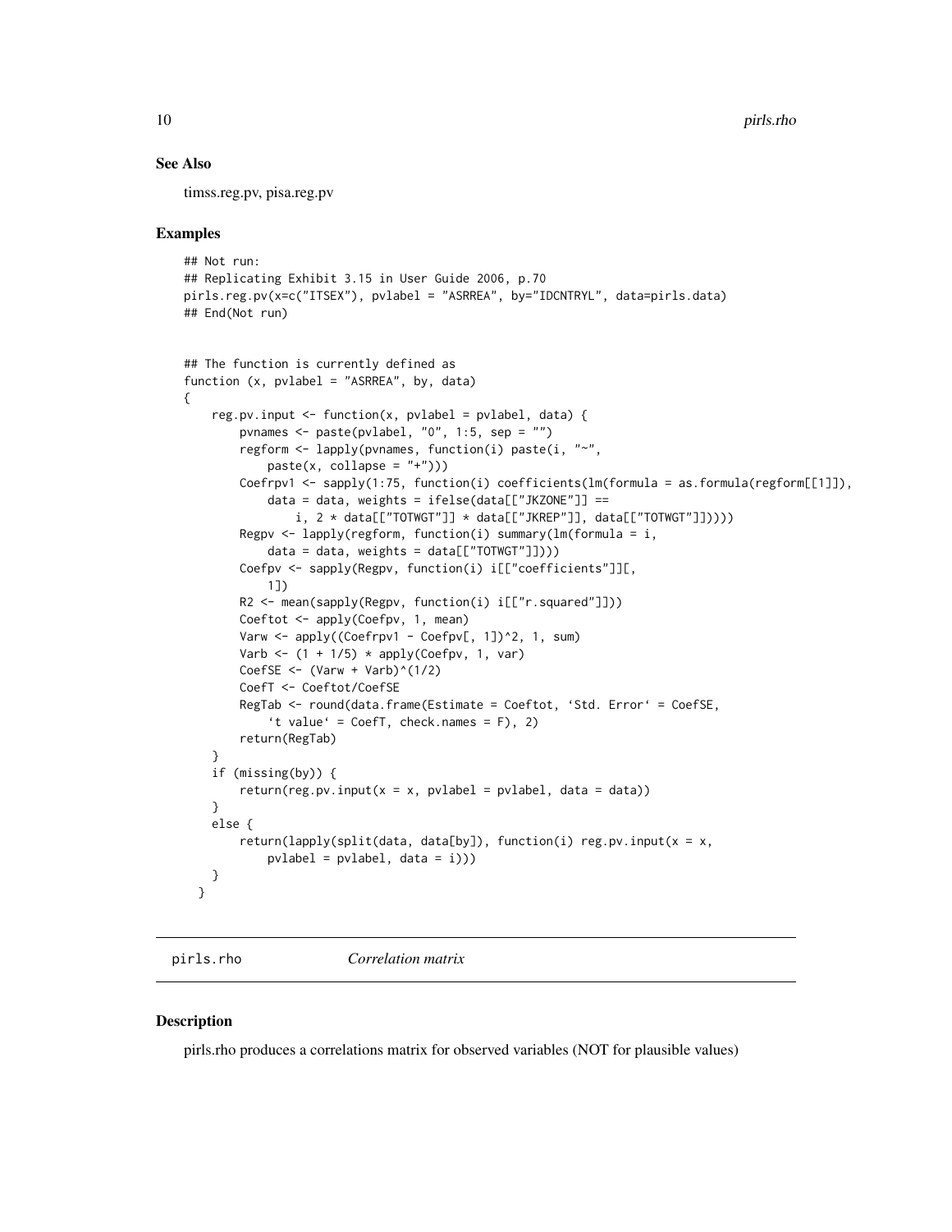## See Also

timss.reg.pv, pisa.reg.pv

## Examples

```
## Not run:
## Replicating Exhibit 3.15 in User Guide 2006, p.70
pirls.reg.pv(x=c("ITSEX"), pvlabel = "ASRREA", by="IDCNTRYL", data=pirls.data)
## End(Not run)


## The function is currently defined as
function (x, pvlabel = "ASRREA", by, data)
{
    reg.pv.input <- function(x, pvlabel = pvlabel, data) {
        pvnames <- paste(pvlabel, "0", 1:5, sep = "")
        regform <- lapply(pvnames, function(i) paste(i, "~",
            paste(x, collapse = "+")))
        Coefrpv1 <- sapply(1:75, function(i) coefficients(lm(formula = as.formula(regform[[1]]),
            data = data, weights = ifelse(data[["JKZONE"]] ==
                i, 2 * data[["TOTWGT"]] * data[["JKREP"]], data[["TOTWGT"]]))))
        Regpv <- lapply(regform, function(i) summary(lm(formula = i,
            data = data, weights = data[["TOTWGT"]])))
        Coefpv <- sapply(Regpv, function(i) i[["coefficients"]][,
            1])
        R2 <- mean(sapply(Regpv, function(i) i[["r.squared"]]))
        Coeftot <- apply(Coefpv, 1, mean)
        Varw <- apply((Coefrpv1 - Coefpv[, 1])^2, 1, sum)
        Varb <- (1 + 1/5) * apply(Coefpv, 1, var)
        CoefSE <- (Varw + Varb)^(1/2)
        CoefT <- Coeftot/CoefSE
        RegTab <- round(data.frame(Estimate = Coeftot, `Std. Error` = CoefSE,
            `t value` = CoefT, check.names = F), 2)
        return(RegTab)
    }
    if (missing(by)) {
        return(reg.pv.input(x = x, pvlabel = pvlabel, data = data))
    }
    else {
        return(lapply(split(data, data[by]), function(i) reg.pv.input(x = x,
            pvlabel = pvlabel, data = i)))
    }
  }
```

---

# pirls.rho *Correlation matrix*

## Description

pirls.rho produces a correlations matrix for observed variables (NOT for plausible values)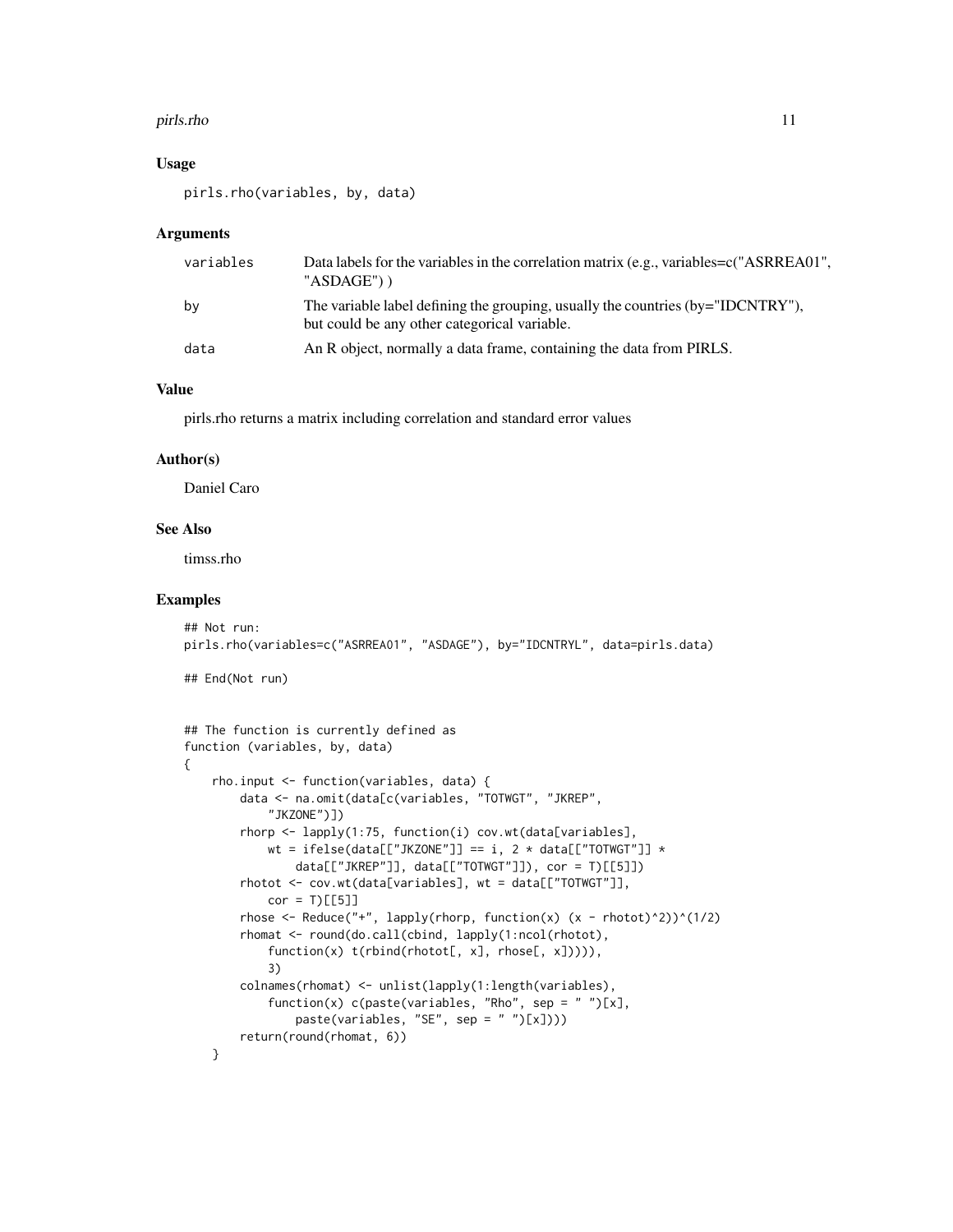## Usage

```
pirls.rho(variables, by, data)
```

## Arguments

| | |
|---|---|
| variables | Data labels for the variables in the correlation matrix (e.g., variables=c("ASRREA01", "ASDAGE") ) |
| by | The variable label defining the grouping, usually the countries (by="IDCNTRY"), but could be any other categorical variable. |
| data | An R object, normally a data frame, containing the data from PIRLS. |

## Value

pirls.rho returns a matrix including correlation and standard error values

## Author(s)

Daniel Caro

## See Also

timss.rho

## Examples

```
## Not run:
pirls.rho(variables=c("ASRREA01", "ASDAGE"), by="IDCNTRYL", data=pirls.data)

## End(Not run)


## The function is currently defined as
function (variables, by, data)
{
    rho.input <- function(variables, data) {
        data <- na.omit(data[c(variables, "TOTWGT", "JKREP",
            "JKZONE")])
        rhorp <- lapply(1:75, function(i) cov.wt(data[variables],
            wt = ifelse(data[["JKZONE"]] == i, 2 * data[["TOTWGT"]] *
                data[["JKREP"]], data[["TOTWGT"]]), cor = T)[[5]])
        rhotot <- cov.wt(data[variables], wt = data[["TOTWGT"]],
            cor = T)[[5]]
        rhose <- Reduce("+", lapply(rhorp, function(x) (x - rhotot)^2))^(1/2)
        rhomat <- round(do.call(cbind, lapply(1:ncol(rhotot),
            function(x) t(rbind(rhotot[, x], rhose[, x])))),
            3)
        colnames(rhomat) <- unlist(lapply(1:length(variables),
            function(x) c(paste(variables, "Rho", sep = " ")[x],
                paste(variables, "SE", sep = " ")[x])))
        return(round(rhomat, 6))
    }
```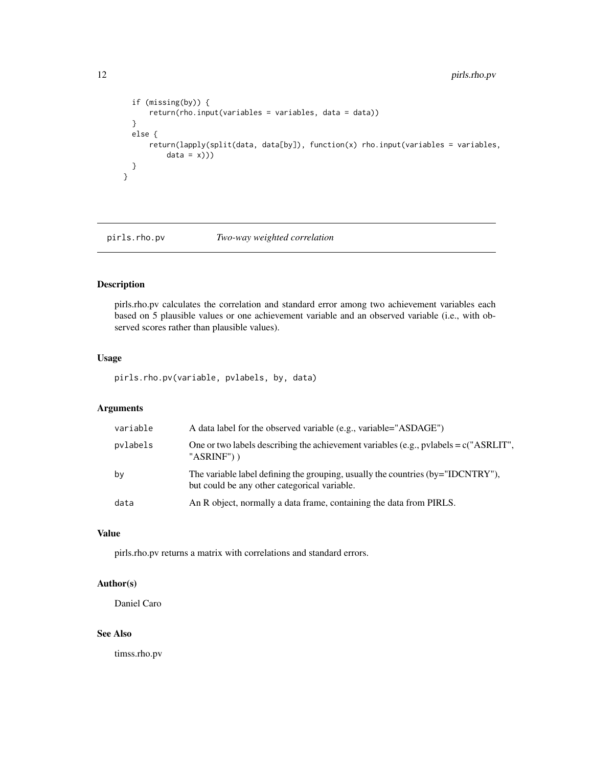```
    if (missing(by)) {
        return(rho.input(variables = variables, data = data))
    }
    else {
        return(lapply(split(data, data[by]), function(x) rho.input(variables = variables,
            data = x)))
    }
  }
```

## pirls.rho.pv — *Two-way weighted correlation*

### Description

pirls.rho.pv calculates the correlation and standard error among two achievement variables each based on 5 plausible values or one achievement variable and an observed variable (i.e., with observed scores rather than plausible values).

### Usage

```
pirls.rho.pv(variable, pvlabels, by, data)
```

### Arguments

| | |
|---|---|
| `variable` | A data label for the observed variable (e.g., variable="ASDAGE") |
| `pvlabels` | One or two labels describing the achievement variables (e.g., pvlabels = c("ASRLIT", "ASRINF") ) |
| `by` | The variable label defining the grouping, usually the countries (by="IDCNTRY"), but could be any other categorical variable. |
| `data` | An R object, normally a data frame, containing the data from PIRLS. |

### Value

pirls.rho.pv returns a matrix with correlations and standard errors.

### Author(s)

Daniel Caro

### See Also

timss.rho.pv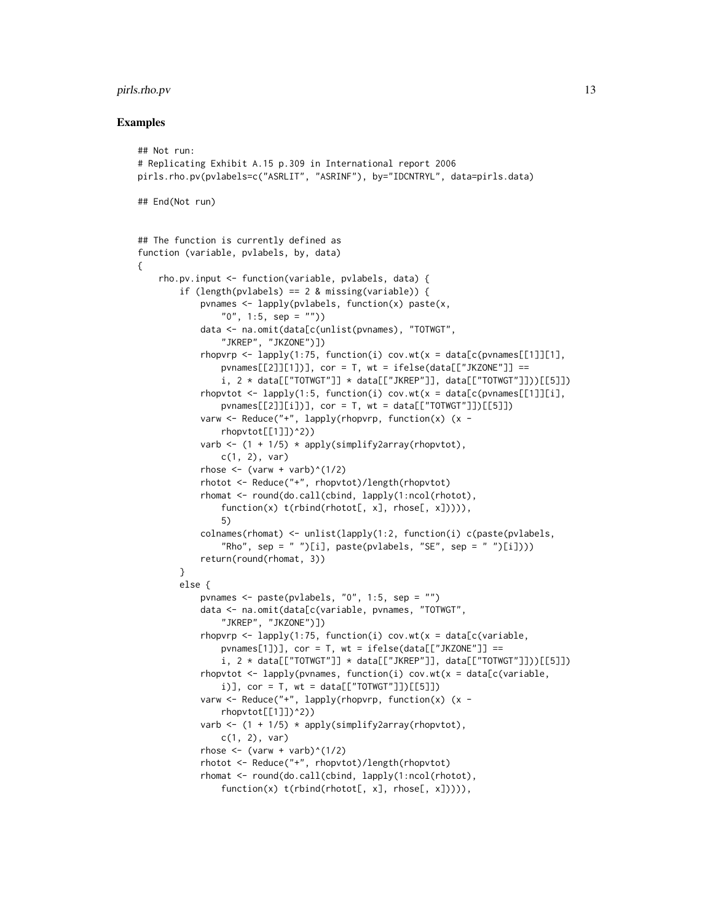## Examples

```
## Not run:
# Replicating Exhibit A.15 p.309 in International report 2006
pirls.rho.pv(pvlabels=c("ASRLIT", "ASRINF"), by="IDCNTRYL", data=pirls.data)

## End(Not run)


## The function is currently defined as
function (variable, pvlabels, by, data)
{
    rho.pv.input <- function(variable, pvlabels, data) {
        if (length(pvlabels) == 2 & missing(variable)) {
            pvnames <- lapply(pvlabels, function(x) paste(x,
                "0", 1:5, sep = ""))
            data <- na.omit(data[c(unlist(pvnames), "TOTWGT",
                "JKREP", "JKZONE")])
            rhopvrp <- lapply(1:75, function(i) cov.wt(x = data[c(pvnames[[1]][1],
                pvnames[[2]][1])], cor = T, wt = ifelse(data[["JKZONE"]] ==
                i, 2 * data[["TOTWGT"]] * data[["JKREP"]], data[["TOTWGT"]]))[[5]])
            rhopvtot <- lapply(1:5, function(i) cov.wt(x = data[c(pvnames[[1]][i],
                pvnames[[2]][i])], cor = T, wt = data[["TOTWGT"]])[[5]])
            varw <- Reduce("+", lapply(rhopvrp, function(x) (x -
                rhopvtot[[1]])^2))
            varb <- (1 + 1/5) * apply(simplify2array(rhopvtot),
                c(1, 2), var)
            rhose <- (varw + varb)^(1/2)
            rhotot <- Reduce("+", rhopvtot)/length(rhopvtot)
            rhomat <- round(do.call(cbind, lapply(1:ncol(rhotot),
                function(x) t(rbind(rhotot[, x], rhose[, x])))),
                5)
            colnames(rhomat) <- unlist(lapply(1:2, function(i) c(paste(pvlabels,
                "Rho", sep = " ")[i], paste(pvlabels, "SE", sep = " ")[i])))
            return(round(rhomat, 3))
        }
        else {
            pvnames <- paste(pvlabels, "0", 1:5, sep = "")
            data <- na.omit(data[c(variable, pvnames, "TOTWGT",
                "JKREP", "JKZONE")])
            rhopvrp <- lapply(1:75, function(i) cov.wt(x = data[c(variable,
                pvnames[1])], cor = T, wt = ifelse(data[["JKZONE"]] ==
                i, 2 * data[["TOTWGT"]] * data[["JKREP"]], data[["TOTWGT"]]))[[5]])
            rhopvtot <- lapply(pvnames, function(i) cov.wt(x = data[c(variable,
                i)], cor = T, wt = data[["TOTWGT"]])[[5]])
            varw <- Reduce("+", lapply(rhopvrp, function(x) (x -
                rhopvtot[[1]])^2))
            varb <- (1 + 1/5) * apply(simplify2array(rhopvtot),
                c(1, 2), var)
            rhose <- (varw + varb)^(1/2)
            rhotot <- Reduce("+", rhopvtot)/length(rhopvtot)
            rhomat <- round(do.call(cbind, lapply(1:ncol(rhotot),
                function(x) t(rbind(rhotot[, x], rhose[, x])))),
```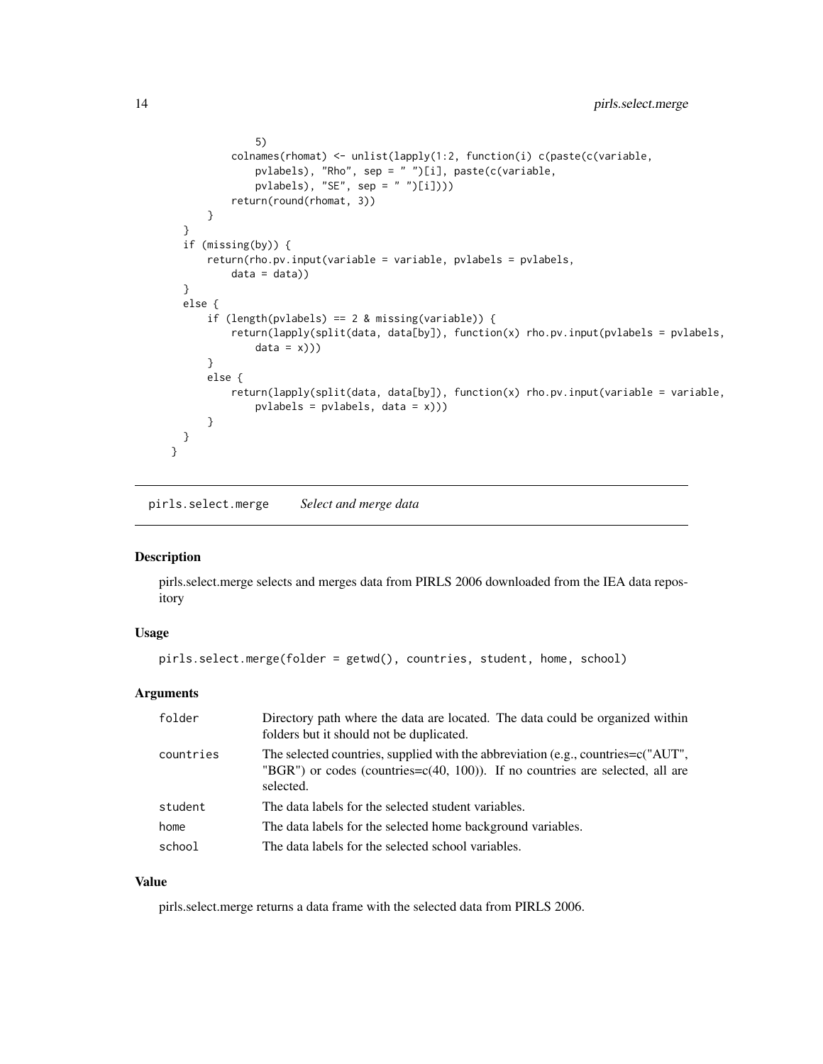```
            5)
        colnames(rhomat) <- unlist(lapply(1:2, function(i) c(paste(c(variable,
            pvlabels), "Rho", sep = " ")[i], paste(c(variable,
            pvlabels), "SE", sep = " ")[i])))
        return(round(rhomat, 3))
    }
  }
  if (missing(by)) {
      return(rho.pv.input(variable = variable, pvlabels = pvlabels,
          data = data))
  }
  else {
      if (length(pvlabels) == 2 & missing(variable)) {
          return(lapply(split(data, data[by]), function(x) rho.pv.input(pvlabels = pvlabels,
              data = x)))
      }
      else {
          return(lapply(split(data, data[by]), function(x) rho.pv.input(variable = variable,
              pvlabels = pvlabels, data = x)))
      }
  }
}
```

## pirls.select.merge *Select and merge data*

### Description

pirls.select.merge selects and merges data from PIRLS 2006 downloaded from the IEA data repository

### Usage

```
pirls.select.merge(folder = getwd(), countries, student, home, school)
```

### Arguments

| | |
|---|---|
| folder | Directory path where the data are located. The data could be organized within folders but it should not be duplicated. |
| countries | The selected countries, supplied with the abbreviation (e.g., countries=c("AUT", "BGR") or codes (countries=c(40, 100)). If no countries are selected, all are selected. |
| student | The data labels for the selected student variables. |
| home | The data labels for the selected home background variables. |
| school | The data labels for the selected school variables. |

### Value

pirls.select.merge returns a data frame with the selected data from PIRLS 2006.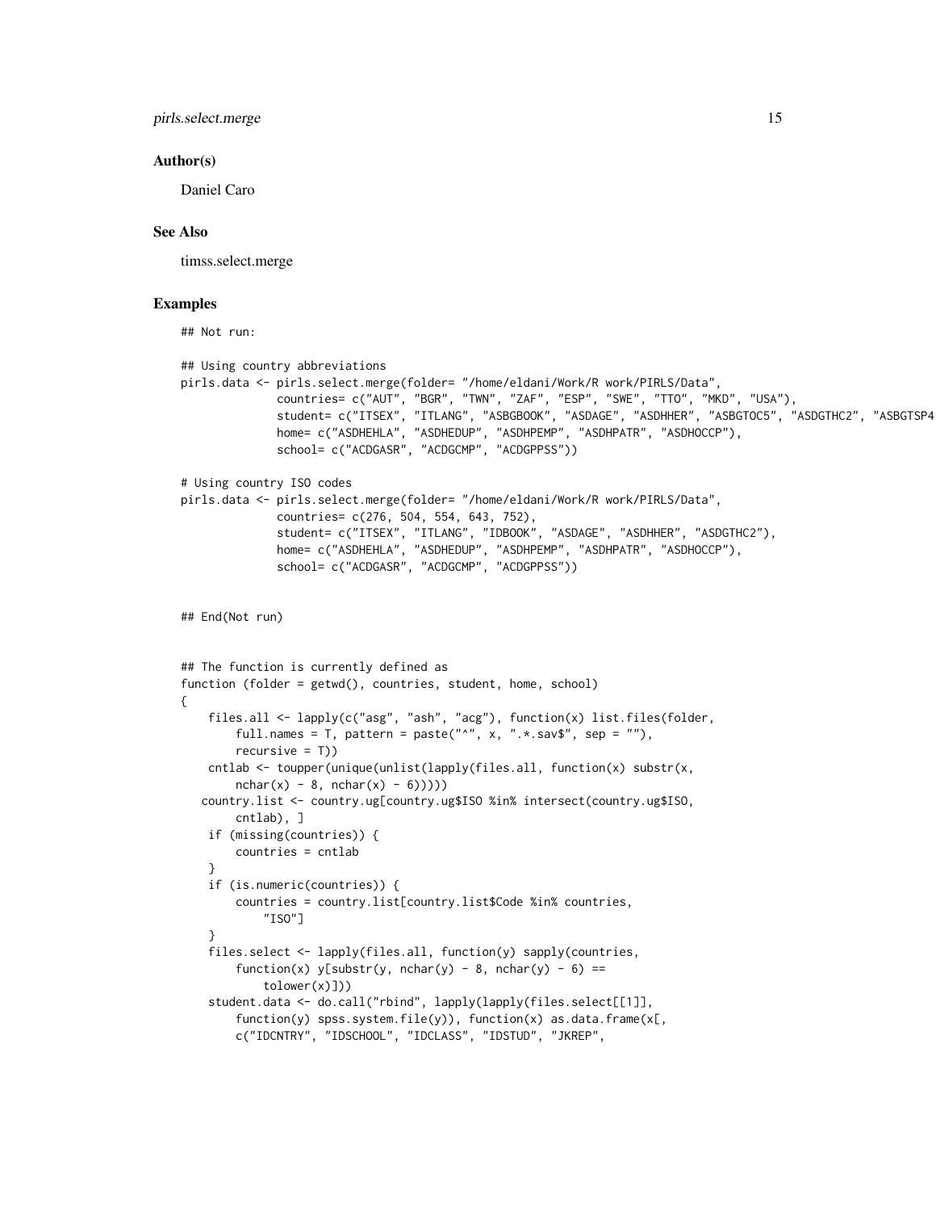## Author(s)

Daniel Caro

## See Also

timss.select.merge

## Examples

```
## Not run:

## Using country abbreviations
pirls.data <- pirls.select.merge(folder= "/home/eldani/Work/R work/PIRLS/Data",
              countries= c("AUT", "BGR", "TWN", "ZAF", "ESP", "SWE", "TTO", "MKD", "USA"),
              student= c("ITSEX", "ITLANG", "ASBGBOOK", "ASDAGE", "ASDHHER", "ASBGTOC5", "ASDGTHC2", "ASBGTSP4
              home= c("ASDHEHLA", "ASDHEDUP", "ASDHPEMP", "ASDHPATR", "ASDHOCCP"),
              school= c("ACDGASR", "ACDGCMP", "ACDGPPSS"))

# Using country ISO codes
pirls.data <- pirls.select.merge(folder= "/home/eldani/Work/R work/PIRLS/Data",
              countries= c(276, 504, 554, 643, 752),
              student= c("ITSEX", "ITLANG", "IDBOOK", "ASDAGE", "ASDHHER", "ASDGTHC2"),
              home= c("ASDHEHLA", "ASDHEDUP", "ASDHPEMP", "ASDHPATR", "ASDHOCCP"),
              school= c("ACDGASR", "ACDGCMP", "ACDGPPSS"))


## End(Not run)


## The function is currently defined as
function (folder = getwd(), countries, student, home, school)
{
    files.all <- lapply(c("asg", "ash", "acg"), function(x) list.files(folder,
        full.names = T, pattern = paste("^", x, ".*.sav$", sep = ""),
        recursive = T))
    cntlab <- toupper(unique(unlist(lapply(files.all, function(x) substr(x,
        nchar(x) - 8, nchar(x) - 6)))))
   country.list <- country.ug[country.ug$ISO %in% intersect(country.ug$ISO,
        cntlab), ]
    if (missing(countries)) {
        countries = cntlab
    }
    if (is.numeric(countries)) {
        countries = country.list[country.list$Code %in% countries,
            "ISO"]
    }
    files.select <- lapply(files.all, function(y) sapply(countries,
        function(x) y[substr(y, nchar(y) - 8, nchar(y) - 6) ==
            tolower(x)]))
    student.data <- do.call("rbind", lapply(lapply(files.select[[1]],
        function(y) spss.system.file(y)), function(x) as.data.frame(x[,
        c("IDCNTRY", "IDSCHOOL", "IDCLASS", "IDSTUD", "JKREP",
```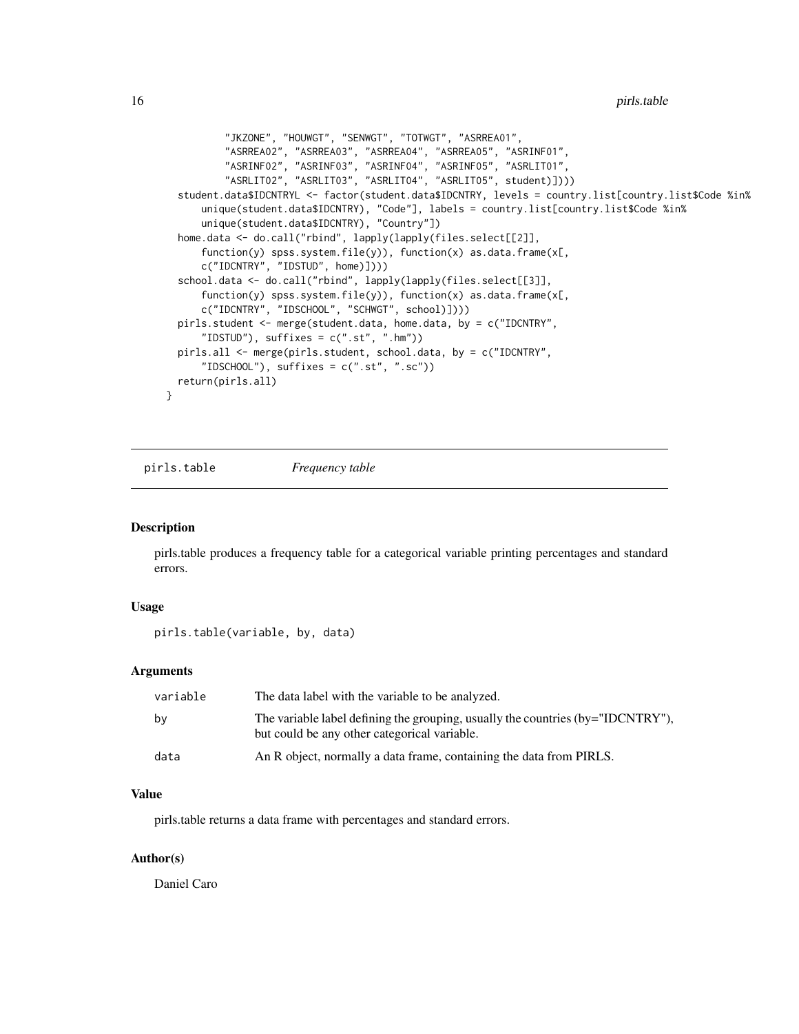```
        "JKZONE", "HOUWGT", "SENWGT", "TOTWGT", "ASRREA01",
        "ASRREA02", "ASRREA03", "ASRREA04", "ASRREA05", "ASRINF01",
        "ASRINF02", "ASRINF03", "ASRINF04", "ASRINF05", "ASRLIT01",
        "ASRLIT02", "ASRLIT03", "ASRLIT04", "ASRLIT05", student)])))
  student.data$IDCNTRYL <- factor(student.data$IDCNTRY, levels = country.list[country.list$Code %in%
      unique(student.data$IDCNTRY), "Code"], labels = country.list[country.list$Code %in%
      unique(student.data$IDCNTRY), "Country"])
  home.data <- do.call("rbind", lapply(lapply(files.select[[2]],
      function(y) spss.system.file(y)), function(x) as.data.frame(x[,
      c("IDCNTRY", "IDSTUD", home)])))
  school.data <- do.call("rbind", lapply(lapply(files.select[[3]],
      function(y) spss.system.file(y)), function(x) as.data.frame(x[,
      c("IDCNTRY", "IDSCHOOL", "SCHWGT", school)])))
  pirls.student <- merge(student.data, home.data, by = c("IDCNTRY",
      "IDSTUD"), suffixes = c(".st", ".hm"))
  pirls.all <- merge(pirls.student, school.data, by = c("IDCNTRY",
      "IDSCHOOL"), suffixes = c(".st", ".sc"))
  return(pirls.all)
}
```

## pirls.table *Frequency table*

### Description

pirls.table produces a frequency table for a categorical variable printing percentages and standard errors.

### Usage

```
pirls.table(variable, by, data)
```

### Arguments

| | |
|---|---|
| variable | The data label with the variable to be analyzed. |
| by | The variable label defining the grouping, usually the countries (by="IDCNTRY"), but could be any other categorical variable. |
| data | An R object, normally a data frame, containing the data from PIRLS. |

### Value

pirls.table returns a data frame with percentages and standard errors.

### Author(s)

Daniel Caro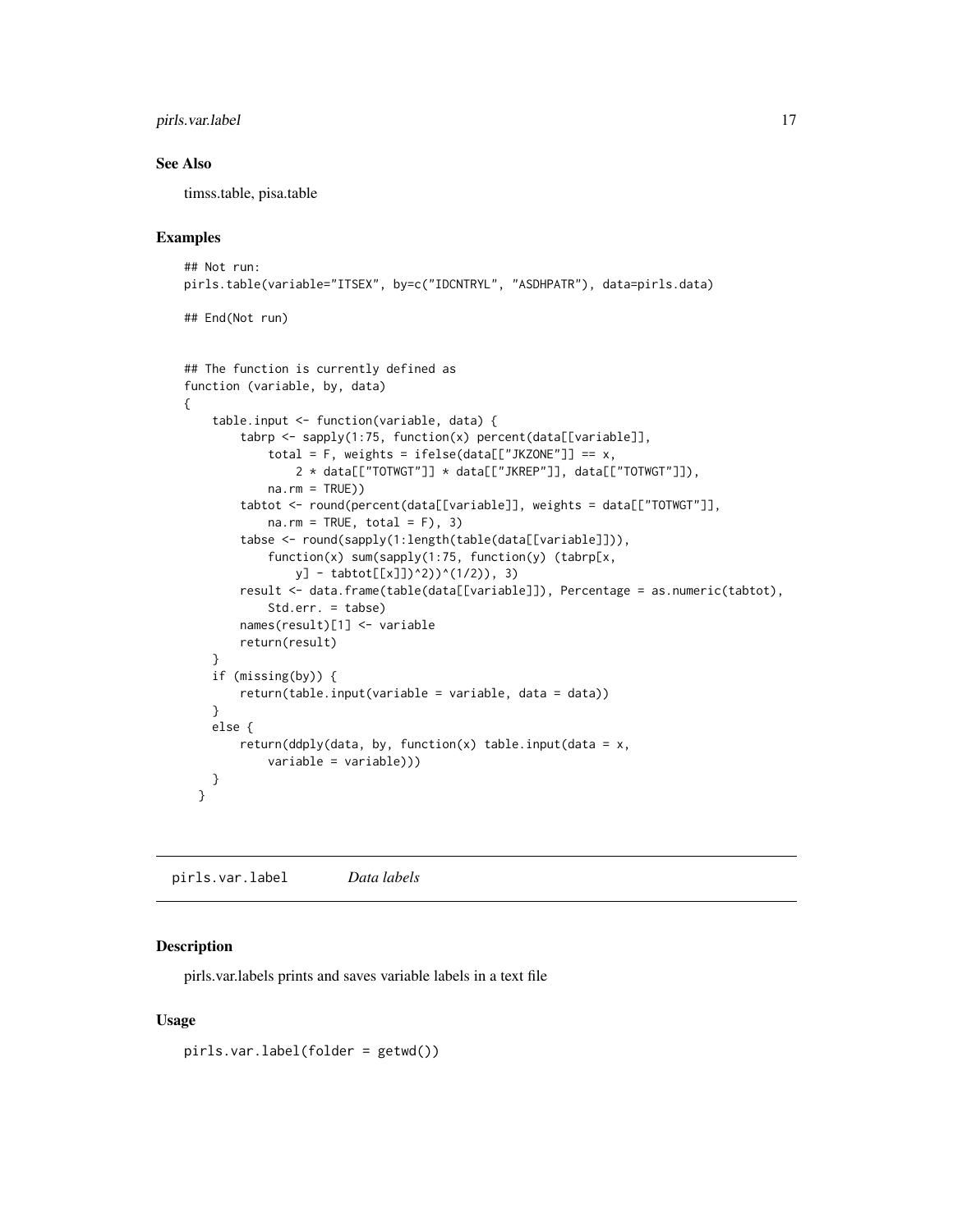## See Also

timss.table, pisa.table

## Examples

```
## Not run:
pirls.table(variable="ITSEX", by=c("IDCNTRYL", "ASDHPATR"), data=pirls.data)

## End(Not run)


## The function is currently defined as
function (variable, by, data)
{
    table.input <- function(variable, data) {
        tabrp <- sapply(1:75, function(x) percent(data[[variable]],
            total = F, weights = ifelse(data[["JKZONE"]] == x,
                2 * data[["TOTWGT"]] * data[["JKREP"]], data[["TOTWGT"]]),
            na.rm = TRUE))
        tabtot <- round(percent(data[[variable]], weights = data[["TOTWGT"]],
            na.rm = TRUE, total = F), 3)
        tabse <- round(sapply(1:length(table(data[[variable]])),
            function(x) sum(sapply(1:75, function(y) (tabrp[x,
                y] - tabtot[[x]])^2))^(1/2)), 3)
        result <- data.frame(table(data[[variable]]), Percentage = as.numeric(tabtot),
            Std.err. = tabse)
        names(result)[1] <- variable
        return(result)
    }
    if (missing(by)) {
        return(table.input(variable = variable, data = data))
    }
    else {
        return(ddply(data, by, function(x) table.input(data = x,
            variable = variable)))
    }
  }
```

---

# pirls.var.label — *Data labels*

## Description

pirls.var.labels prints and saves variable labels in a text file

## Usage

```
pirls.var.label(folder = getwd())
```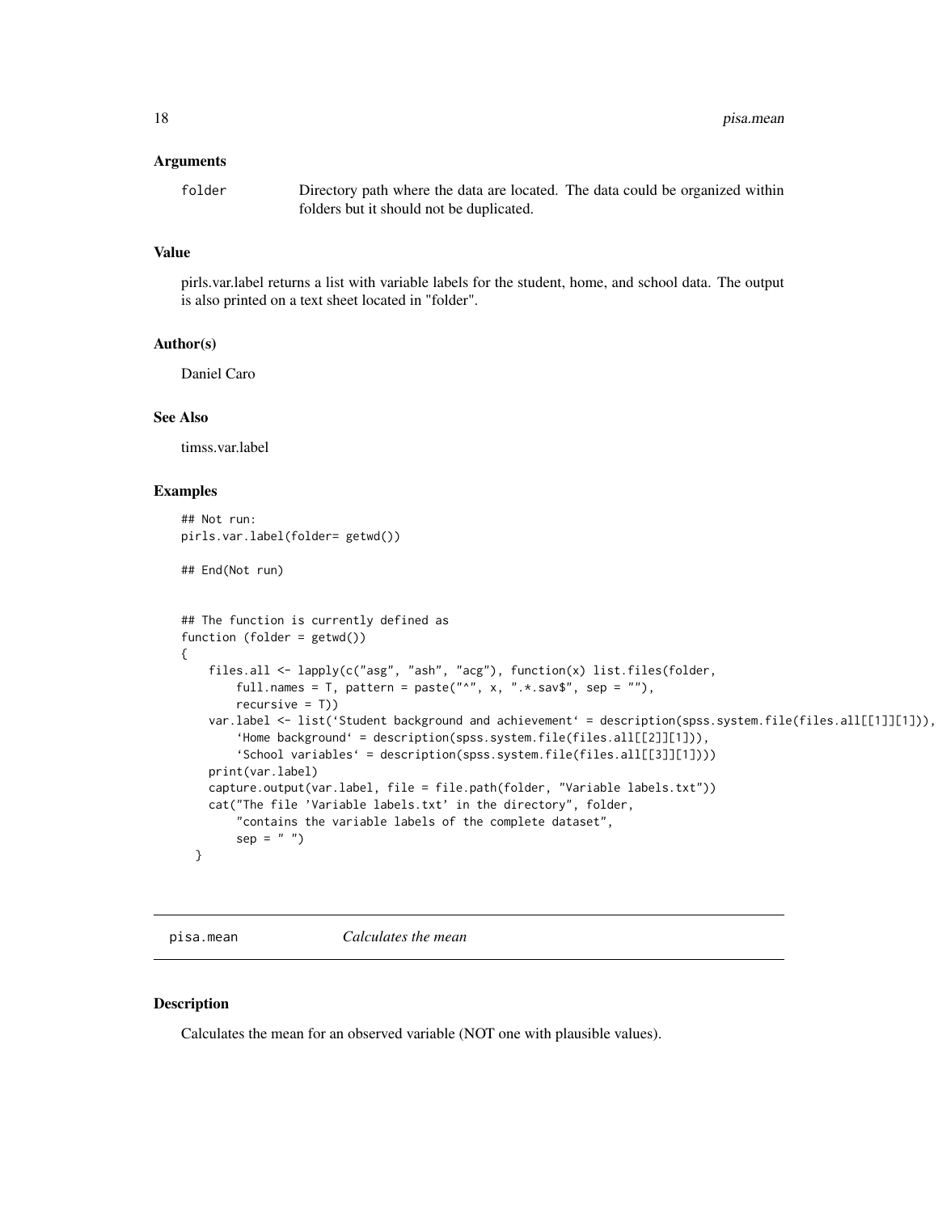### Arguments

folder — Directory path where the data are located. The data could be organized within folders but it should not be duplicated.

### Value

pirls.var.label returns a list with variable labels for the student, home, and school data. The output is also printed on a text sheet located in "folder".

### Author(s)

Daniel Caro

### See Also

timss.var.label

### Examples

```
## Not run:
pirls.var.label(folder= getwd())

## End(Not run)


## The function is currently defined as
function (folder = getwd())
{
    files.all <- lapply(c("asg", "ash", "acg"), function(x) list.files(folder,
        full.names = T, pattern = paste("^", x, ".*.sav$", sep = ""),
        recursive = T))
    var.label <- list(`Student background and achievement` = description(spss.system.file(files.all[[1]][1])),
        `Home background` = description(spss.system.file(files.all[[2]][1])),
        `School variables` = description(spss.system.file(files.all[[3]][1])))
    print(var.label)
    capture.output(var.label, file = file.path(folder, "Variable labels.txt"))
    cat("The file 'Variable labels.txt' in the directory", folder,
        "contains the variable labels of the complete dataset",
        sep = " ")
  }
```

---

## pisa.mean — *Calculates the mean*

### Description

Calculates the mean for an observed variable (NOT one with plausible values).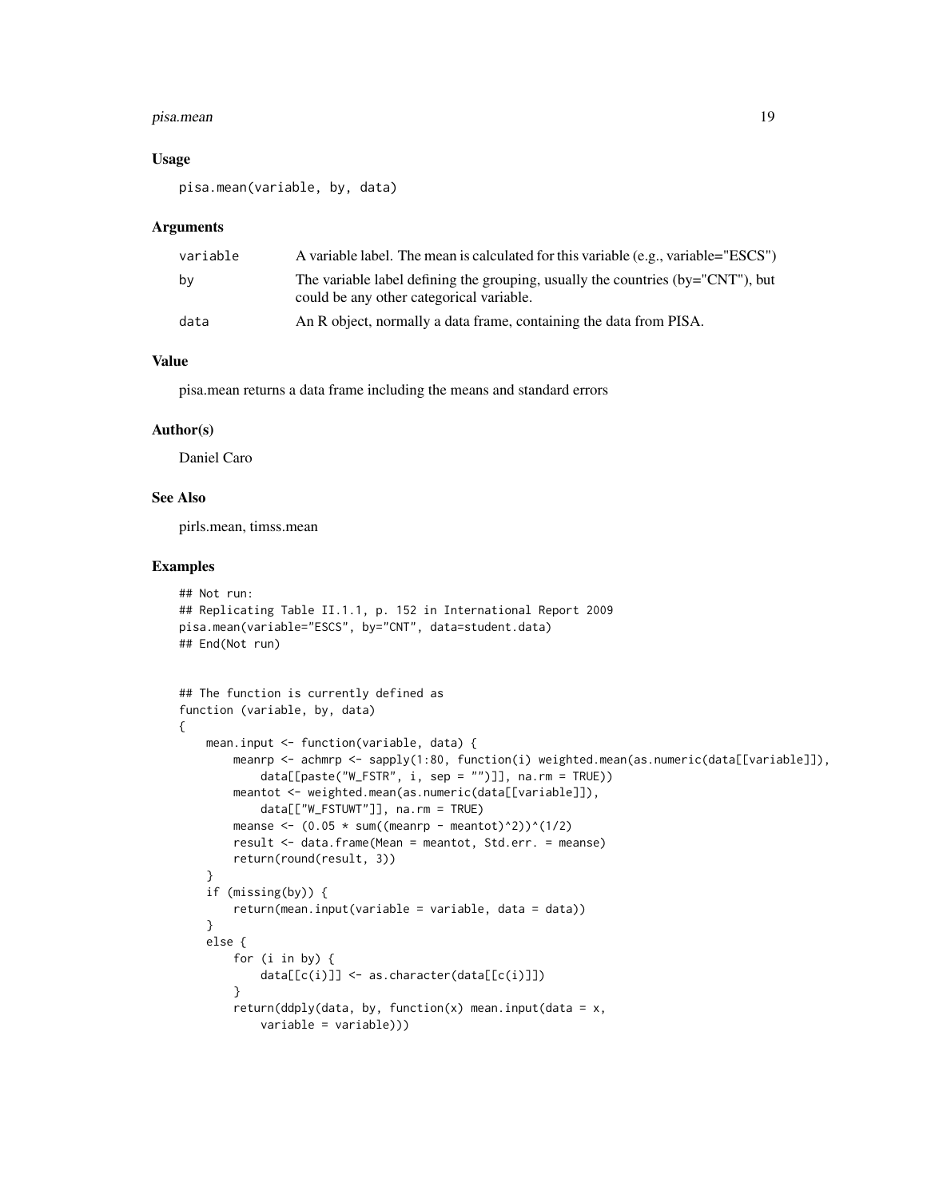### Usage

```
pisa.mean(variable, by, data)
```

### Arguments

| | |
|---|---|
| variable | A variable label. The mean is calculated for this variable (e.g., variable="ESCS") |
| by | The variable label defining the grouping, usually the countries (by="CNT"), but could be any other categorical variable. |
| data | An R object, normally a data frame, containing the data from PISA. |

### Value

pisa.mean returns a data frame including the means and standard errors

### Author(s)

Daniel Caro

### See Also

pirls.mean, timss.mean

### Examples

```
## Not run:
## Replicating Table II.1.1, p. 152 in International Report 2009
pisa.mean(variable="ESCS", by="CNT", data=student.data)
## End(Not run)


## The function is currently defined as
function (variable, by, data)
{
    mean.input <- function(variable, data) {
        meanrp <- achmrp <- sapply(1:80, function(i) weighted.mean(as.numeric(data[[variable]]),
            data[[paste("W_FSTR", i, sep = "")]], na.rm = TRUE))
        meantot <- weighted.mean(as.numeric(data[[variable]]),
            data[["W_FSTUWT"]], na.rm = TRUE)
        meanse <- (0.05 * sum((meanrp - meantot)^2))^(1/2)
        result <- data.frame(Mean = meantot, Std.err. = meanse)
        return(round(result, 3))
    }
    if (missing(by)) {
        return(mean.input(variable = variable, data = data))
    }
    else {
        for (i in by) {
            data[[c(i)]] <- as.character(data[[c(i)]])
        }
        return(ddply(data, by, function(x) mean.input(data = x,
            variable = variable)))
```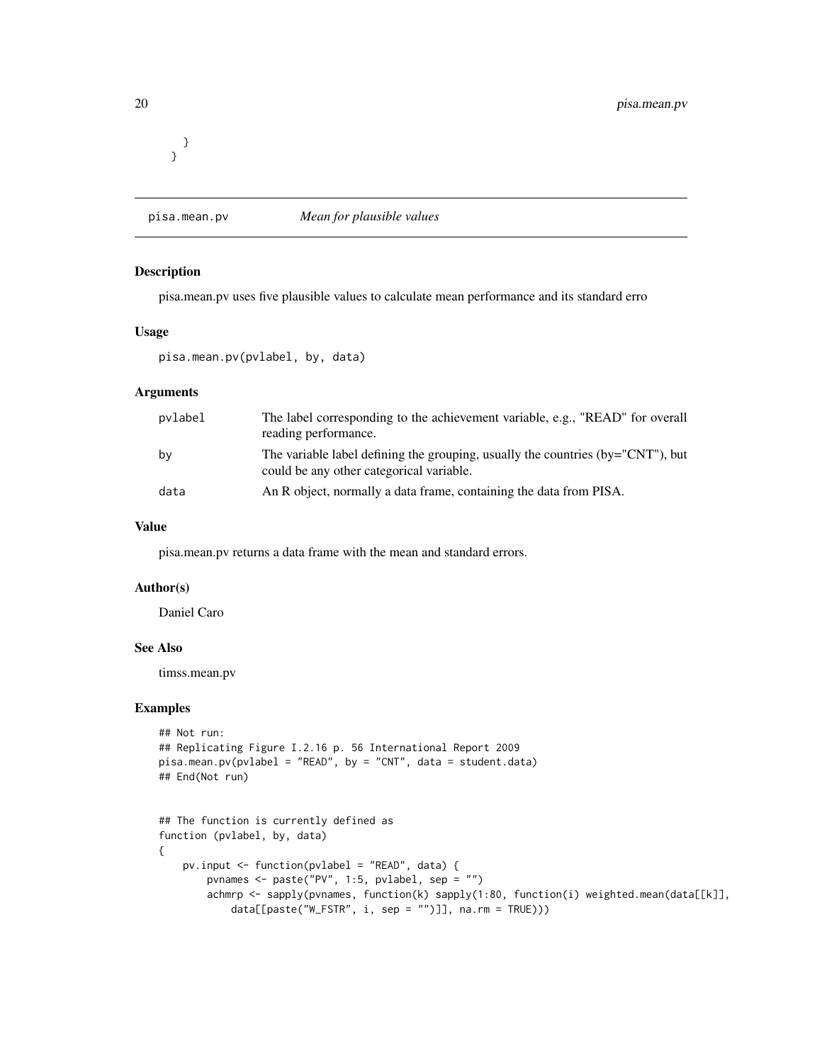```
    }
  }
```

## pisa.mean.pv *Mean for plausible values*

### Description

pisa.mean.pv uses five plausible values to calculate mean performance and its standard erro

### Usage

```
pisa.mean.pv(pvlabel, by, data)
```

### Arguments

| | |
|---|---|
| pvlabel | The label corresponding to the achievement variable, e.g., "READ" for overall reading performance. |
| by | The variable label defining the grouping, usually the countries (by="CNT"), but could be any other categorical variable. |
| data | An R object, normally a data frame, containing the data from PISA. |

### Value

pisa.mean.pv returns a data frame with the mean and standard errors.

### Author(s)

Daniel Caro

### See Also

timss.mean.pv

### Examples

```
## Not run:
## Replicating Figure I.2.16 p. 56 International Report 2009
pisa.mean.pv(pvlabel = "READ", by = "CNT", data = student.data)
## End(Not run)


## The function is currently defined as
function (pvlabel, by, data)
{
    pv.input <- function(pvlabel = "READ", data) {
        pvnames <- paste("PV", 1:5, pvlabel, sep = "")
        achmrp <- sapply(pvnames, function(k) sapply(1:80, function(i) weighted.mean(data[[k]],
            data[[paste("W_FSTR", i, sep = "")]], na.rm = TRUE)))
```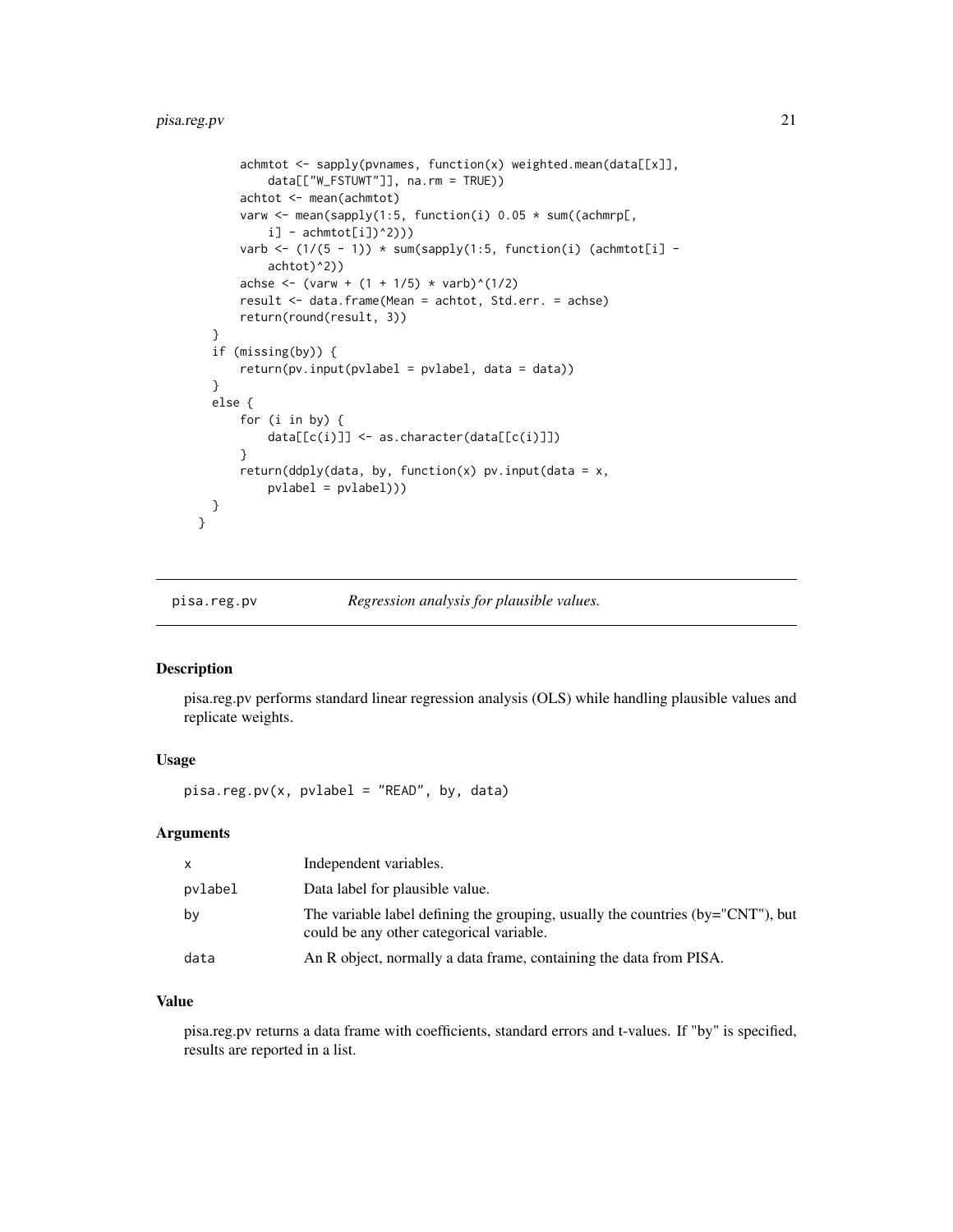```
        achmtot <- sapply(pvnames, function(x) weighted.mean(data[[x]],
            data[["W_FSTUWT"]], na.rm = TRUE))
        achtot <- mean(achmtot)
        varw <- mean(sapply(1:5, function(i) 0.05 * sum((achmrp[,
            i] - achmtot[i])^2)))
        varb <- (1/(5 - 1)) * sum(sapply(1:5, function(i) (achmtot[i] -
            achtot)^2))
        achse <- (varw + (1 + 1/5) * varb)^(1/2)
        result <- data.frame(Mean = achtot, Std.err. = achse)
        return(round(result, 3))
    }
    if (missing(by)) {
        return(pv.input(pvlabel = pvlabel, data = data))
    }
    else {
        for (i in by) {
            data[[c(i)]] <- as.character(data[[c(i)]])
        }
        return(ddply(data, by, function(x) pv.input(data = x,
            pvlabel = pvlabel)))
    }
  }
```

## pisa.reg.pv — *Regression analysis for plausible values.*

### Description

pisa.reg.pv performs standard linear regression analysis (OLS) while handling plausible values and replicate weights.

### Usage

```
pisa.reg.pv(x, pvlabel = "READ", by, data)
```

### Arguments

| | |
|---|---|
| x | Independent variables. |
| pvlabel | Data label for plausible value. |
| by | The variable label defining the grouping, usually the countries (by="CNT"), but could be any other categorical variable. |
| data | An R object, normally a data frame, containing the data from PISA. |

### Value

pisa.reg.pv returns a data frame with coefficients, standard errors and t-values. If "by" is specified, results are reported in a list.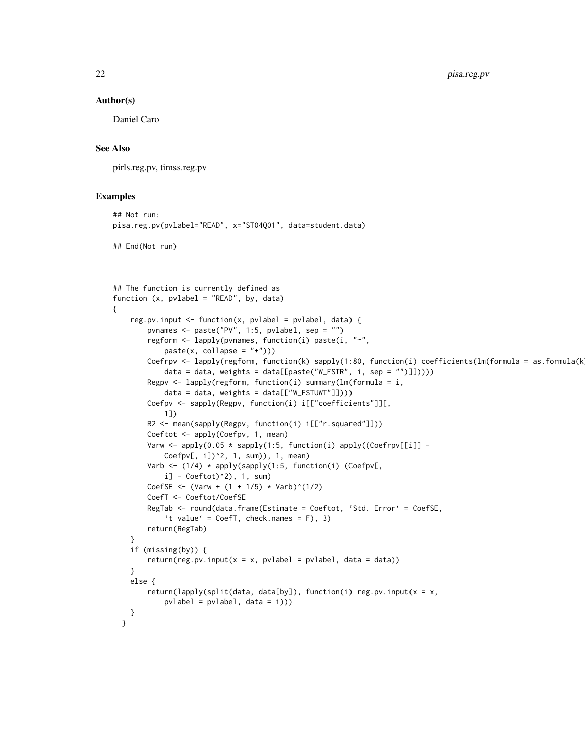### Author(s)

Daniel Caro

### See Also

pirls.reg.pv, timss.reg.pv

### Examples

```
## Not run:
pisa.reg.pv(pvlabel="READ", x="ST04Q01", data=student.data)

## End(Not run)



## The function is currently defined as
function (x, pvlabel = "READ", by, data)
{
    reg.pv.input <- function(x, pvlabel = pvlabel, data) {
        pvnames <- paste("PV", 1:5, pvlabel, sep = "")
        regform <- lapply(pvnames, function(i) paste(i, "~",
            paste(x, collapse = "+")))
        Coefrpv <- lapply(regform, function(k) sapply(1:80, function(i) coefficients(lm(formula = as.formula(k)
            data = data, weights = data[[paste("W_FSTR", i, sep = "")]]))))
        Regpv <- lapply(regform, function(i) summary(lm(formula = i,
            data = data, weights = data[["W_FSTUWT"]])))
        Coefpv <- sapply(Regpv, function(i) i[["coefficients"]][,
            1])
        R2 <- mean(sapply(Regpv, function(i) i[["r.squared"]]))
        Coeftot <- apply(Coefpv, 1, mean)
        Varw <- apply(0.05 * sapply(1:5, function(i) apply((Coefrpv[[i]] -
            Coefpv[, i])^2, 1, sum)), 1, mean)
        Varb <- (1/4) * apply(sapply(1:5, function(i) (Coefpv[,
            i] - Coeftot)^2), 1, sum)
        CoefSE <- (Varw + (1 + 1/5) * Varb)^(1/2)
        CoefT <- Coeftot/CoefSE
        RegTab <- round(data.frame(Estimate = Coeftot, `Std. Error` = CoefSE,
            `t value` = CoefT, check.names = F), 3)
        return(RegTab)
    }
    if (missing(by)) {
        return(reg.pv.input(x = x, pvlabel = pvlabel, data = data))
    }
    else {
        return(lapply(split(data, data[by]), function(i) reg.pv.input(x = x,
            pvlabel = pvlabel, data = i)))
    }
  }
```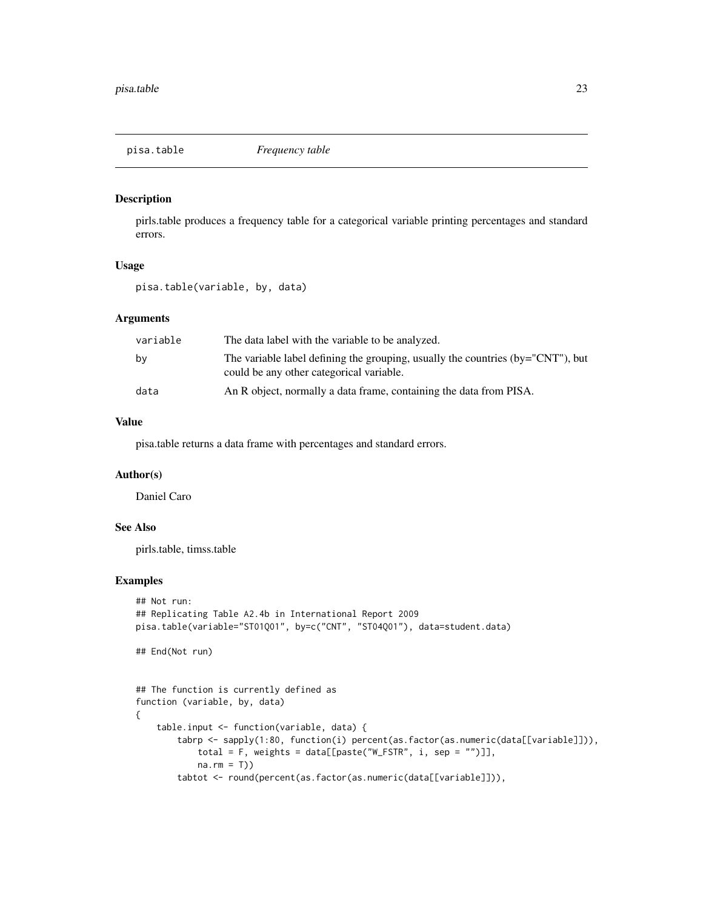# pisa.table *Frequency table*

## Description

pirls.table produces a frequency table for a categorical variable printing percentages and standard errors.

## Usage

```
pisa.table(variable, by, data)
```

## Arguments

| | |
|---|---|
| variable | The data label with the variable to be analyzed. |
| by | The variable label defining the grouping, usually the countries (by="CNT"), but could be any other categorical variable. |
| data | An R object, normally a data frame, containing the data from PISA. |

## Value

pisa.table returns a data frame with percentages and standard errors.

## Author(s)

Daniel Caro

## See Also

pirls.table, timss.table

## Examples

```
## Not run:
## Replicating Table A2.4b in International Report 2009
pisa.table(variable="ST01Q01", by=c("CNT", "ST04Q01"), data=student.data)

## End(Not run)


## The function is currently defined as
function (variable, by, data)
{
    table.input <- function(variable, data) {
        tabrp <- sapply(1:80, function(i) percent(as.factor(as.numeric(data[[variable]])),
            total = F, weights = data[[paste("W_FSTR", i, sep = "")]],
            na.rm = T))
        tabtot <- round(percent(as.factor(as.numeric(data[[variable]])),
```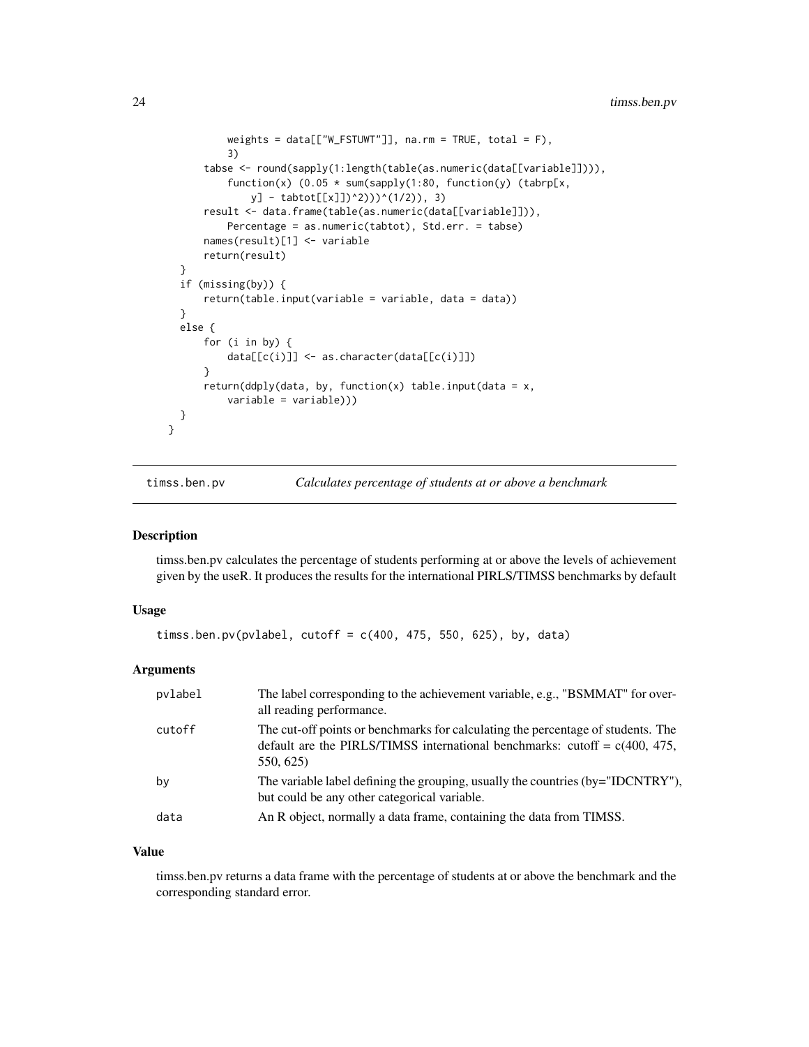```
            weights = data[["W_FSTUWT"]], na.rm = TRUE, total = F),
            3)
        tabse <- round(sapply(1:length(table(as.numeric(data[[variable]]))),
            function(x) (0.05 * sum(sapply(1:80, function(y) (tabrp[x,
                y] - tabtot[[x]])^2)))^(1/2)), 3)
        result <- data.frame(table(as.numeric(data[[variable]])),
            Percentage = as.numeric(tabtot), Std.err. = tabse)
        names(result)[1] <- variable
        return(result)
    }
    if (missing(by)) {
        return(table.input(variable = variable, data = data))
    }
    else {
        for (i in by) {
            data[[c(i)]] <- as.character(data[[c(i)]])
        }
        return(ddply(data, by, function(x) table.input(data = x,
            variable = variable)))
    }
  }
```

## timss.ben.pv — *Calculates percentage of students at or above a benchmark*

### Description

timss.ben.pv calculates the percentage of students performing at or above the levels of achievement given by the useR. It produces the results for the international PIRLS/TIMSS benchmarks by default

### Usage

```
timss.ben.pv(pvlabel, cutoff = c(400, 475, 550, 625), by, data)
```

### Arguments

| | |
|---|---|
| pvlabel | The label corresponding to the achievement variable, e.g., "BSMMAT" for overall reading performance. |
| cutoff | The cut-off points or benchmarks for calculating the percentage of students. The default are the PIRLS/TIMSS international benchmarks: cutoff = c(400, 475, 550, 625) |
| by | The variable label defining the grouping, usually the countries (by="IDCNTRY"), but could be any other categorical variable. |
| data | An R object, normally a data frame, containing the data from TIMSS. |

### Value

timss.ben.pv returns a data frame with the percentage of students at or above the benchmark and the corresponding standard error.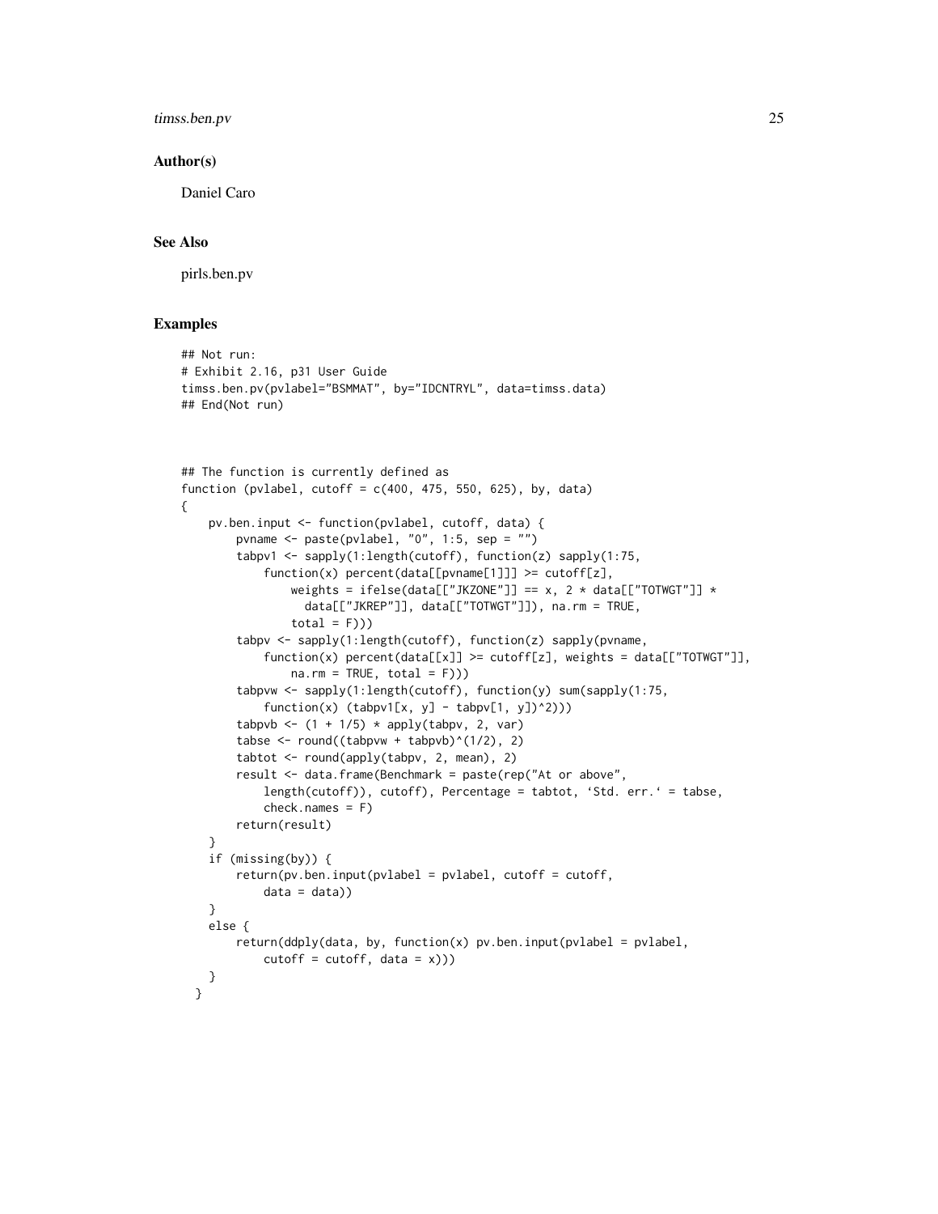## Author(s)

Daniel Caro

## See Also

pirls.ben.pv

## Examples

```
## Not run:
# Exhibit 2.16, p31 User Guide
timss.ben.pv(pvlabel="BSMMAT", by="IDCNTRYL", data=timss.data)
## End(Not run)



## The function is currently defined as
function (pvlabel, cutoff = c(400, 475, 550, 625), by, data)
{
    pv.ben.input <- function(pvlabel, cutoff, data) {
        pvname <- paste(pvlabel, "0", 1:5, sep = "")
        tabpv1 <- sapply(1:length(cutoff), function(z) sapply(1:75,
            function(x) percent(data[[pvname[1]]] >= cutoff[z],
                weights = ifelse(data[["JKZONE"]] == x, 2 * data[["TOTWGT"]] *
                  data[["JKREP"]], data[["TOTWGT"]]), na.rm = TRUE,
                total = F)))
        tabpv <- sapply(1:length(cutoff), function(z) sapply(pvname,
            function(x) percent(data[[x]] >= cutoff[z], weights = data[["TOTWGT"]],
                na.rm = TRUE, total = F)))
        tabpvw <- sapply(1:length(cutoff), function(y) sum(sapply(1:75,
            function(x) (tabpv1[x, y] - tabpv[1, y])^2)))
        tabpvb <- (1 + 1/5) * apply(tabpv, 2, var)
        tabse <- round((tabpvw + tabpvb)^(1/2), 2)
        tabtot <- round(apply(tabpv, 2, mean), 2)
        result <- data.frame(Benchmark = paste(rep("At or above",
            length(cutoff)), cutoff), Percentage = tabtot, `Std. err.` = tabse,
            check.names = F)
        return(result)
    }
    if (missing(by)) {
        return(pv.ben.input(pvlabel = pvlabel, cutoff = cutoff,
            data = data))
    }
    else {
        return(ddply(data, by, function(x) pv.ben.input(pvlabel = pvlabel,
            cutoff = cutoff, data = x)))
    }
  }
```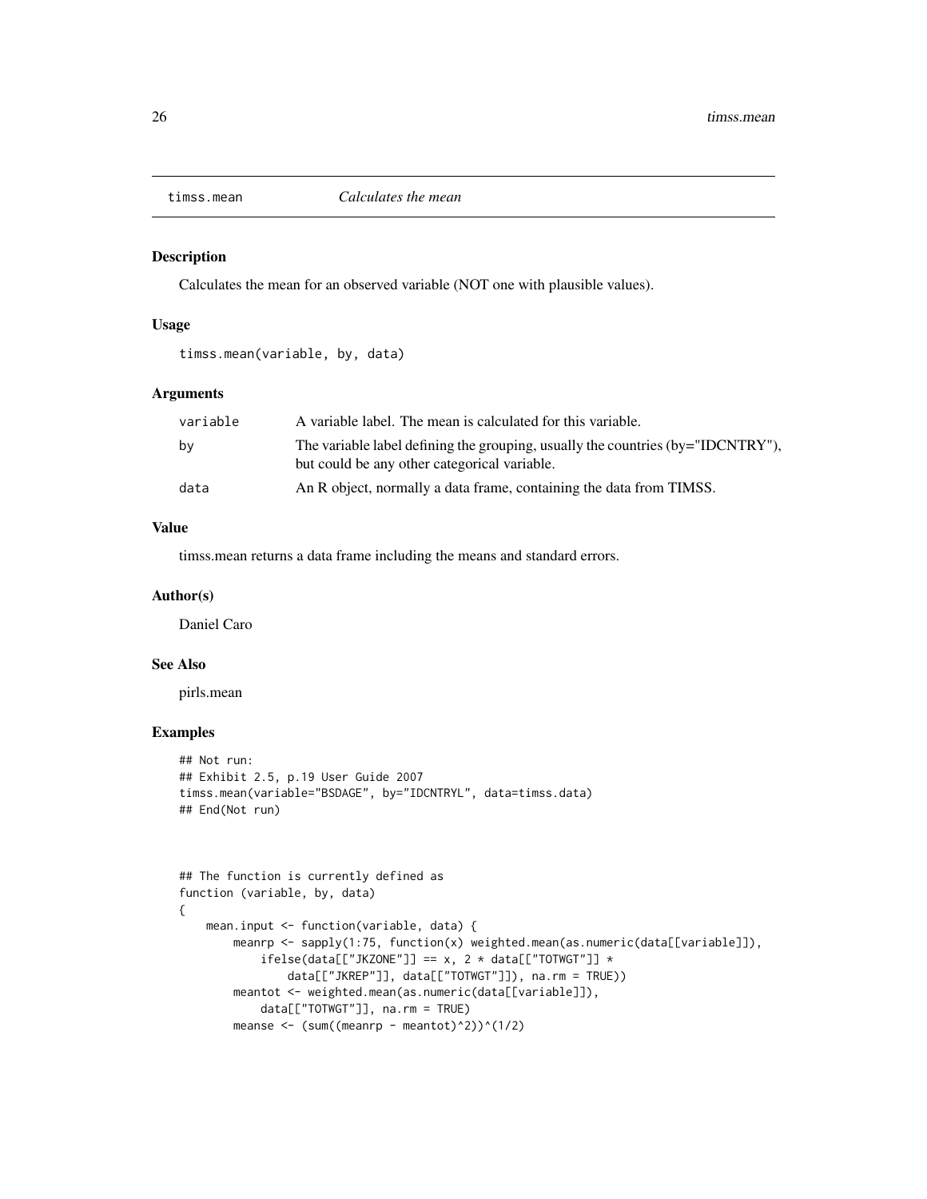## timss.mean *Calculates the mean*

### Description

Calculates the mean for an observed variable (NOT one with plausible values).

### Usage

```
timss.mean(variable, by, data)
```

### Arguments

| | |
|---|---|
| variable | A variable label. The mean is calculated for this variable. |
| by | The variable label defining the grouping, usually the countries (by="IDCNTRY"), but could be any other categorical variable. |
| data | An R object, normally a data frame, containing the data from TIMSS. |

### Value

timss.mean returns a data frame including the means and standard errors.

### Author(s)

Daniel Caro

### See Also

pirls.mean

### Examples

```
## Not run:
## Exhibit 2.5, p.19 User Guide 2007
timss.mean(variable="BSDAGE", by="IDCNTRYL", data=timss.data)
## End(Not run)



## The function is currently defined as
function (variable, by, data)
{
    mean.input <- function(variable, data) {
        meanrp <- sapply(1:75, function(x) weighted.mean(as.numeric(data[[variable]]),
            ifelse(data[["JKZONE"]] == x, 2 * data[["TOTWGT"]] *
                data[["JKREP"]], data[["TOTWGT"]]), na.rm = TRUE))
        meantot <- weighted.mean(as.numeric(data[[variable]]),
            data[["TOTWGT"]], na.rm = TRUE)
        meanse <- (sum((meanrp - meantot)^2))^(1/2)
```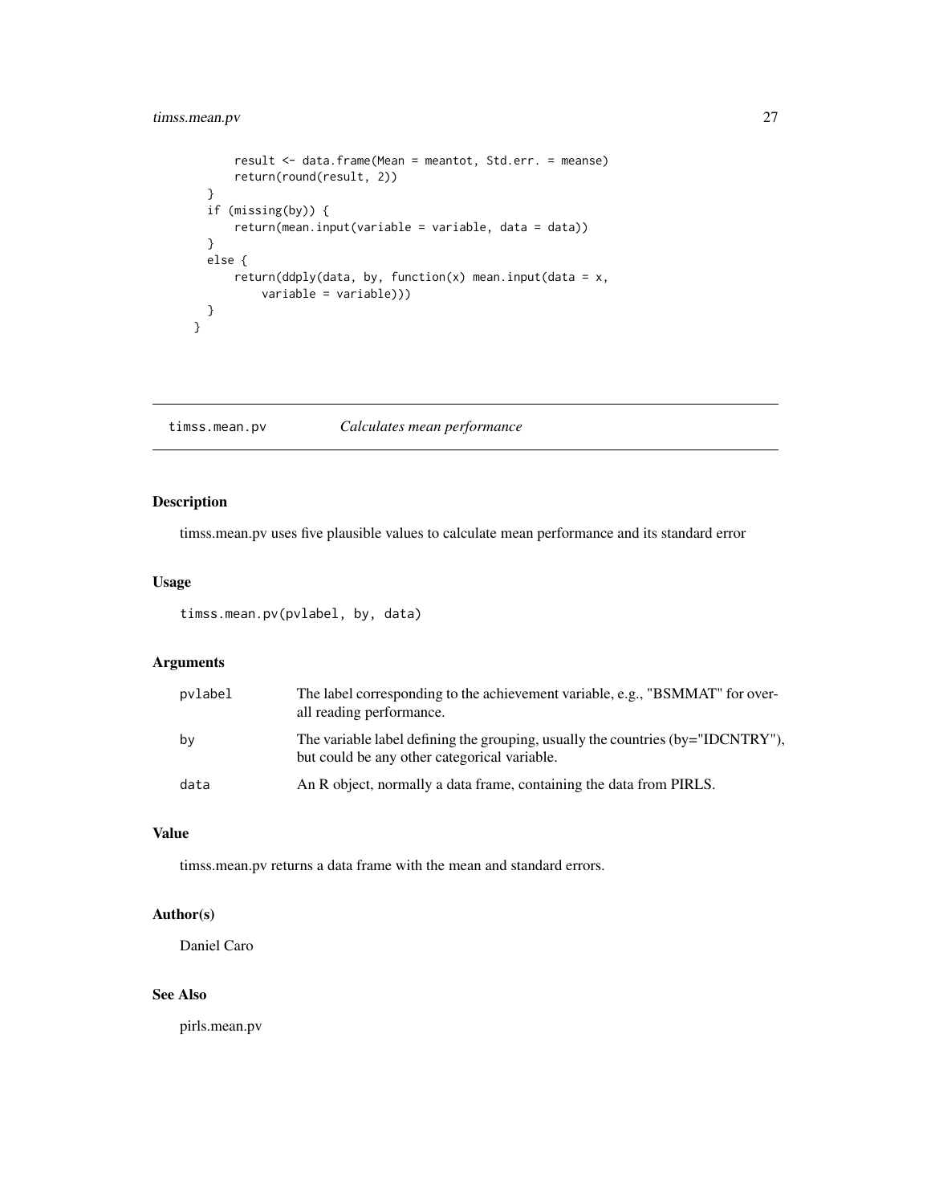```
        result <- data.frame(Mean = meantot, Std.err. = meanse)
        return(round(result, 2))
    }
    if (missing(by)) {
        return(mean.input(variable = variable, data = data))
    }
    else {
        return(ddply(data, by, function(x) mean.input(data = x,
            variable = variable)))
    }
  }
```

## timss.mean.pv *Calculates mean performance*

### Description

timss.mean.pv uses five plausible values to calculate mean performance and its standard error

### Usage

```
timss.mean.pv(pvlabel, by, data)
```

### Arguments

| | |
|---|---|
| pvlabel | The label corresponding to the achievement variable, e.g., "BSMMAT" for overall reading performance. |
| by | The variable label defining the grouping, usually the countries (by="IDCNTRY"), but could be any other categorical variable. |
| data | An R object, normally a data frame, containing the data from PIRLS. |

### Value

timss.mean.pv returns a data frame with the mean and standard errors.

### Author(s)

Daniel Caro

### See Also

pirls.mean.pv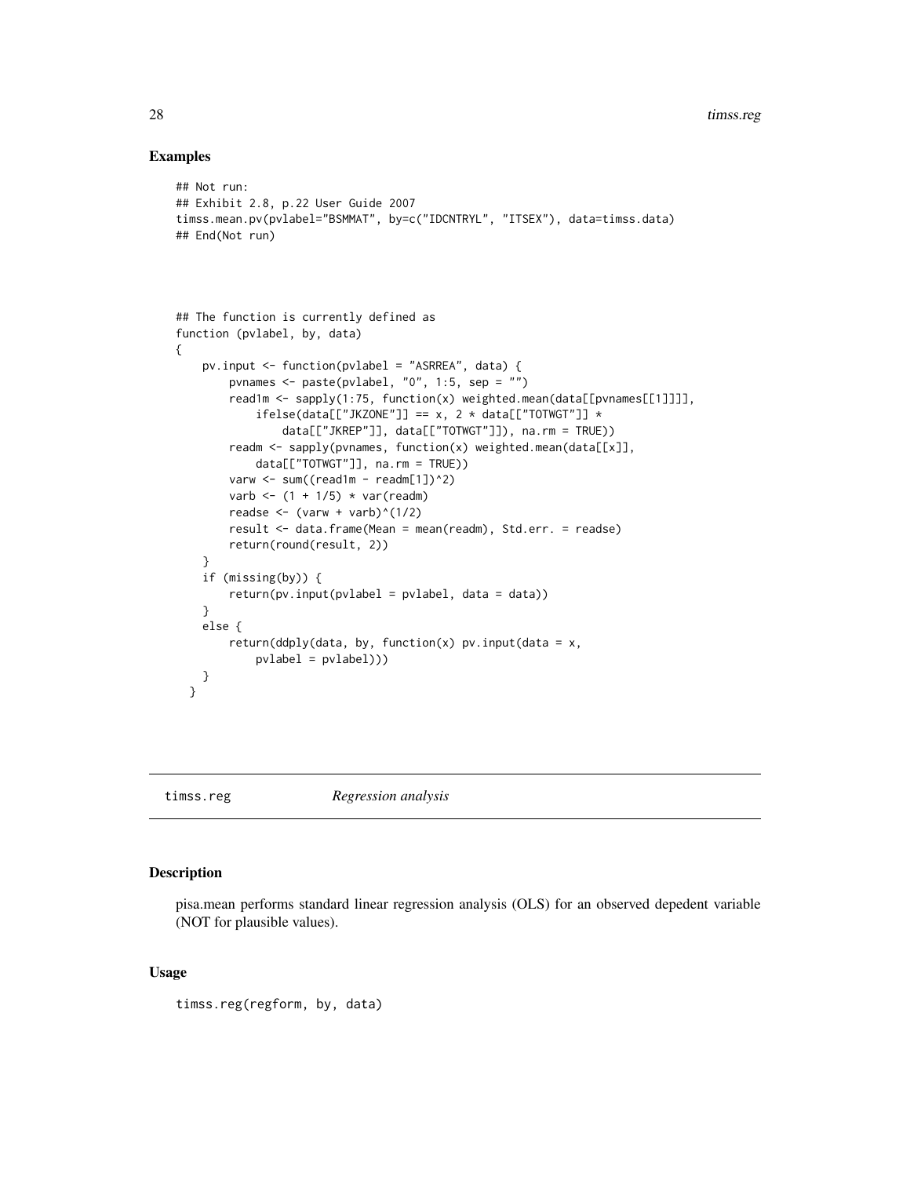## Examples

```
## Not run:
## Exhibit 2.8, p.22 User Guide 2007
timss.mean.pv(pvlabel="BSMMAT", by=c("IDCNTRYL", "ITSEX"), data=timss.data)
## End(Not run)




## The function is currently defined as
function (pvlabel, by, data)
{
    pv.input <- function(pvlabel = "ASRREA", data) {
        pvnames <- paste(pvlabel, "0", 1:5, sep = "")
        read1m <- sapply(1:75, function(x) weighted.mean(data[[pvnames[[1]]]],
            ifelse(data[["JKZONE"]] == x, 2 * data[["TOTWGT"]] *
                data[["JKREP"]], data[["TOTWGT"]]), na.rm = TRUE))
        readm <- sapply(pvnames, function(x) weighted.mean(data[[x]],
            data[["TOTWGT"]], na.rm = TRUE))
        varw <- sum((read1m - readm[1])^2)
        varb <- (1 + 1/5) * var(readm)
        readse <- (varw + varb)^(1/2)
        result <- data.frame(Mean = mean(readm), Std.err. = readse)
        return(round(result, 2))
    }
    if (missing(by)) {
        return(pv.input(pvlabel = pvlabel, data = data))
    }
    else {
        return(ddply(data, by, function(x) pv.input(data = x,
            pvlabel = pvlabel)))
    }
  }
```

---

# timss.reg *Regression analysis*

## Description

pisa.mean performs standard linear regression analysis (OLS) for an observed depedent variable (NOT for plausible values).

## Usage

```
timss.reg(regform, by, data)
```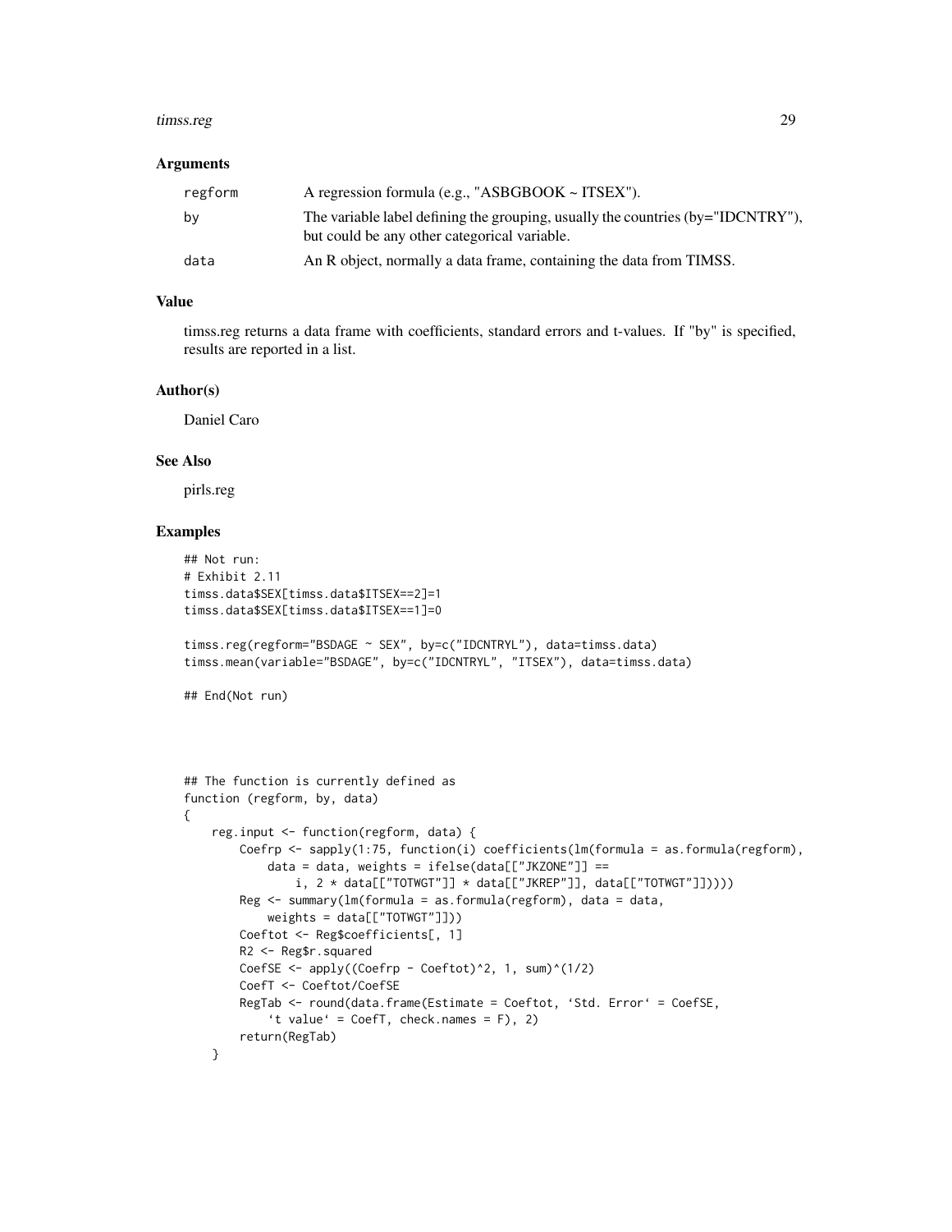### Arguments

| | |
|---|---|
| regform | A regression formula (e.g., "ASBGBOOK ~ ITSEX"). |
| by | The variable label defining the grouping, usually the countries (by="IDCNTRY"), but could be any other categorical variable. |
| data | An R object, normally a data frame, containing the data from TIMSS. |

### Value

timss.reg returns a data frame with coefficients, standard errors and t-values. If "by" is specified, results are reported in a list.

### Author(s)

Daniel Caro

### See Also

pirls.reg

### Examples

```
## Not run:
# Exhibit 2.11
timss.data$SEX[timss.data$ITSEX==2]=1
timss.data$SEX[timss.data$ITSEX==1]=0

timss.reg(regform="BSDAGE ~ SEX", by=c("IDCNTRYL"), data=timss.data)
timss.mean(variable="BSDAGE", by=c("IDCNTRYL", "ITSEX"), data=timss.data)

## End(Not run)
```

```
## The function is currently defined as
function (regform, by, data)
{
    reg.input <- function(regform, data) {
        Coefrp <- sapply(1:75, function(i) coefficients(lm(formula = as.formula(regform),
            data = data, weights = ifelse(data[["JKZONE"]] ==
                i, 2 * data[["TOTWGT"]] * data[["JKREP"]], data[["TOTWGT"]]))))
        Reg <- summary(lm(formula = as.formula(regform), data = data,
            weights = data[["TOTWGT"]]))
        Coeftot <- Reg$coefficients[, 1]
        R2 <- Reg$r.squared
        CoefSE <- apply((Coefrp - Coeftot)^2, 1, sum)^(1/2)
        CoefT <- Coeftot/CoefSE
        RegTab <- round(data.frame(Estimate = Coeftot, `Std. Error` = CoefSE,
            `t value` = CoefT, check.names = F), 2)
        return(RegTab)
    }
```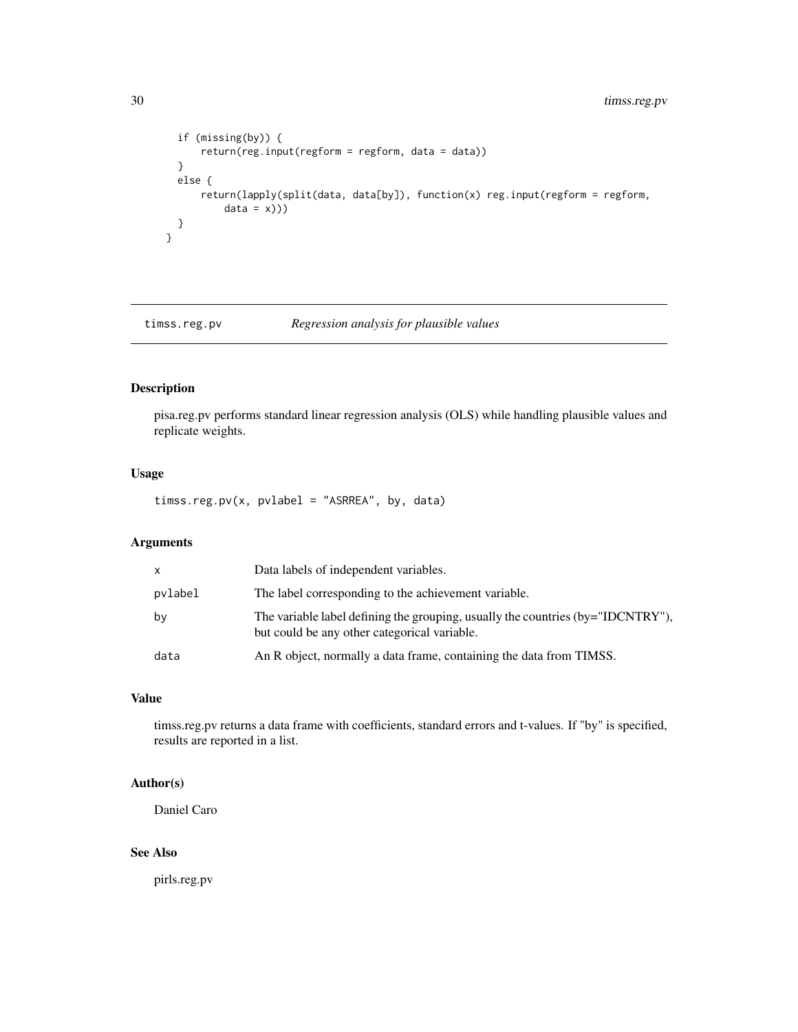```
    if (missing(by)) {
        return(reg.input(regform = regform, data = data))
    }
    else {
        return(lapply(split(data, data[by]), function(x) reg.input(regform = regform,
            data = x)))
    }
  }
```

---

timss.reg.pv *Regression analysis for plausible values*

---

## Description

pisa.reg.pv performs standard linear regression analysis (OLS) while handling plausible values and replicate weights.

## Usage

```
timss.reg.pv(x, pvlabel = "ASRREA", by, data)
```

## Arguments

| | |
|---|---|
| x | Data labels of independent variables. |
| pvlabel | The label corresponding to the achievement variable. |
| by | The variable label defining the grouping, usually the countries (by="IDCNTRY"), but could be any other categorical variable. |
| data | An R object, normally a data frame, containing the data from TIMSS. |

## Value

timss.reg.pv returns a data frame with coefficients, standard errors and t-values. If "by" is specified, results are reported in a list.

## Author(s)

Daniel Caro

## See Also

pirls.reg.pv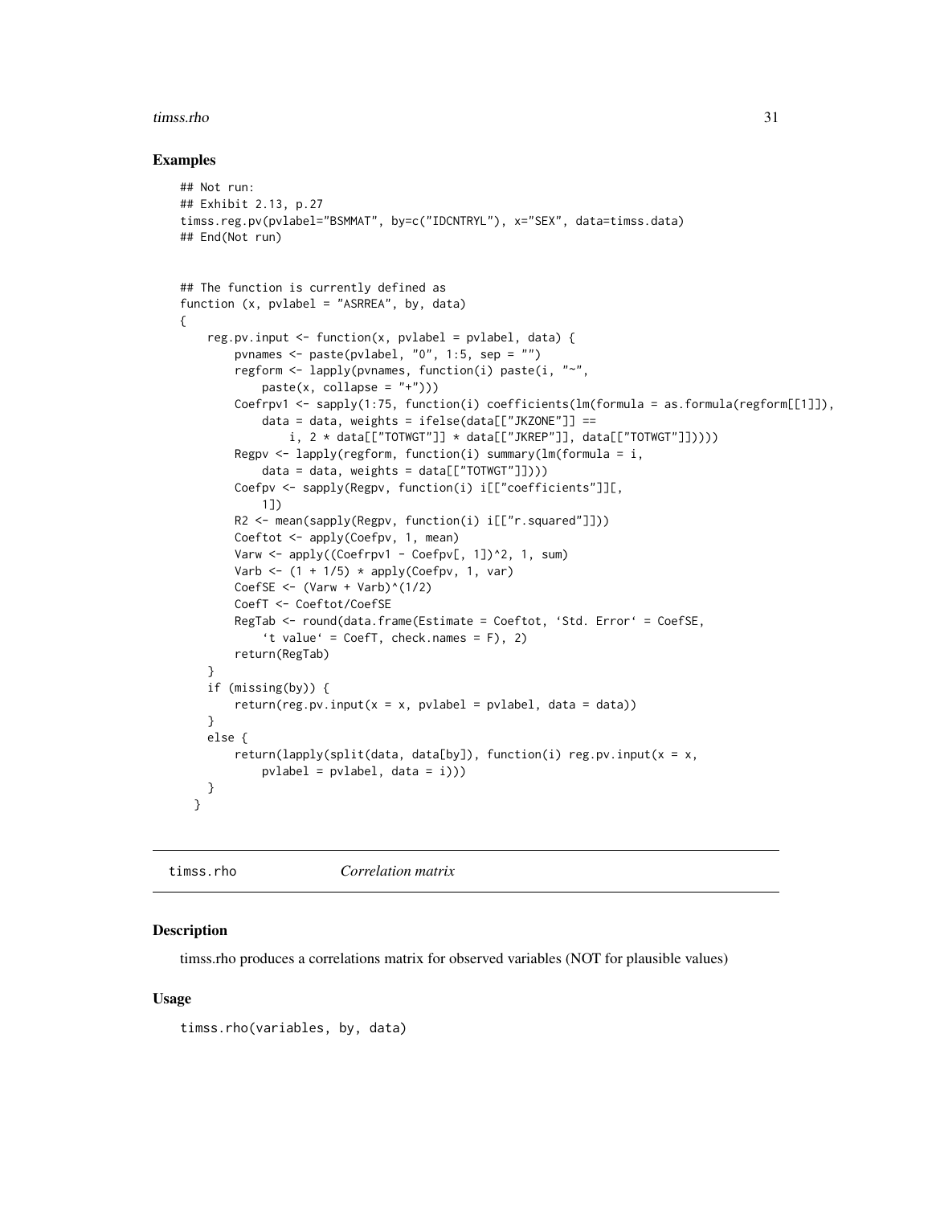### Examples

```
## Not run:
## Exhibit 2.13, p.27
timss.reg.pv(pvlabel="BSMMAT", by=c("IDCNTRYL"), x="SEX", data=timss.data)
## End(Not run)


## The function is currently defined as
function (x, pvlabel = "ASRREA", by, data)
{
    reg.pv.input <- function(x, pvlabel = pvlabel, data) {
        pvnames <- paste(pvlabel, "0", 1:5, sep = "")
        regform <- lapply(pvnames, function(i) paste(i, "~",
            paste(x, collapse = "+")))
        Coefrpv1 <- sapply(1:75, function(i) coefficients(lm(formula = as.formula(regform[[1]]),
            data = data, weights = ifelse(data[["JKZONE"]] ==
                i, 2 * data[["TOTWGT"]] * data[["JKREP"]], data[["TOTWGT"]]))))
        Regpv <- lapply(regform, function(i) summary(lm(formula = i,
            data = data, weights = data[["TOTWGT"]])))
        Coefpv <- sapply(Regpv, function(i) i[["coefficients"]][,
            1])
        R2 <- mean(sapply(Regpv, function(i) i[["r.squared"]]))
        Coeftot <- apply(Coefpv, 1, mean)
        Varw <- apply((Coefrpv1 - Coefpv[, 1])^2, 1, sum)
        Varb <- (1 + 1/5) * apply(Coefpv, 1, var)
        CoefSE <- (Varw + Varb)^(1/2)
        CoefT <- Coeftot/CoefSE
        RegTab <- round(data.frame(Estimate = Coeftot, `Std. Error` = CoefSE,
            `t value` = CoefT, check.names = F), 2)
        return(RegTab)
    }
    if (missing(by)) {
        return(reg.pv.input(x = x, pvlabel = pvlabel, data = data))
    }
    else {
        return(lapply(split(data, data[by]), function(i) reg.pv.input(x = x,
            pvlabel = pvlabel, data = i)))
    }
  }
```

---

## timss.rho *Correlation matrix*

---

### Description

timss.rho produces a correlations matrix for observed variables (NOT for plausible values)

### Usage

```
timss.rho(variables, by, data)
```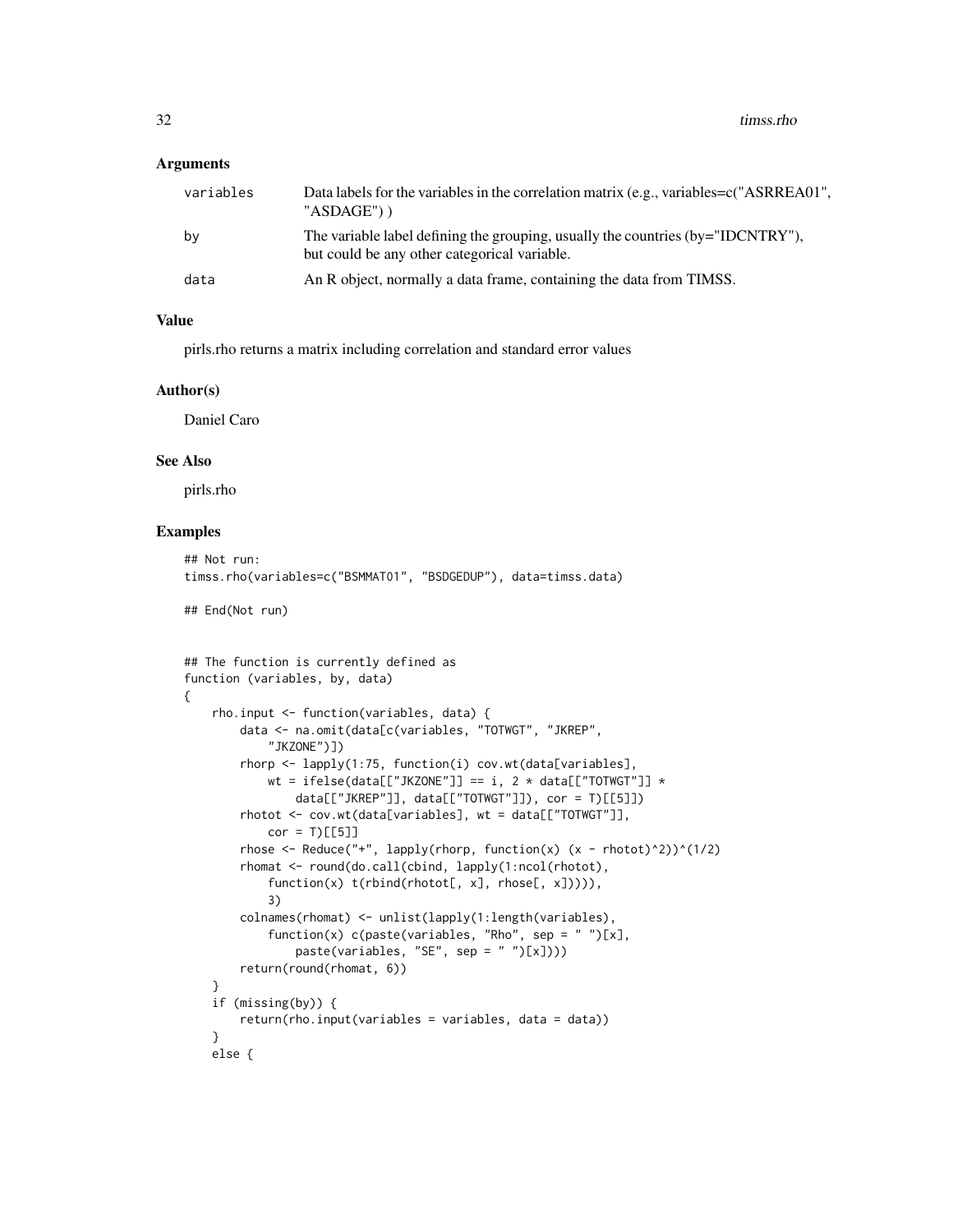## Arguments

| | |
|---|---|
| variables | Data labels for the variables in the correlation matrix (e.g., variables=c("ASRREA01", "ASDAGE") ) |
| by | The variable label defining the grouping, usually the countries (by="IDCNTRY"), but could be any other categorical variable. |
| data | An R object, normally a data frame, containing the data from TIMSS. |

## Value

pirls.rho returns a matrix including correlation and standard error values

## Author(s)

Daniel Caro

## See Also

pirls.rho

## Examples

```
## Not run:
timss.rho(variables=c("BSMMAT01", "BSDGEDUP"), data=timss.data)

## End(Not run)


## The function is currently defined as
function (variables, by, data)
{
    rho.input <- function(variables, data) {
        data <- na.omit(data[c(variables, "TOTWGT", "JKREP",
            "JKZONE")])
        rhorp <- lapply(1:75, function(i) cov.wt(data[variables],
            wt = ifelse(data[["JKZONE"]] == i, 2 * data[["TOTWGT"]] *
                data[["JKREP"]], data[["TOTWGT"]]), cor = T)[[5]])
        rhotot <- cov.wt(data[variables], wt = data[["TOTWGT"]],
            cor = T)[[5]]
        rhose <- Reduce("+", lapply(rhorp, function(x) (x - rhotot)^2))^(1/2)
        rhomat <- round(do.call(cbind, lapply(1:ncol(rhotot),
            function(x) t(rbind(rhotot[, x], rhose[, x])))),
            3)
        colnames(rhomat) <- unlist(lapply(1:length(variables),
            function(x) c(paste(variables, "Rho", sep = " ")[x],
                paste(variables, "SE", sep = " ")[x])))
        return(round(rhomat, 6))
    }
    if (missing(by)) {
        return(rho.input(variables = variables, data = data))
    }
    else {
```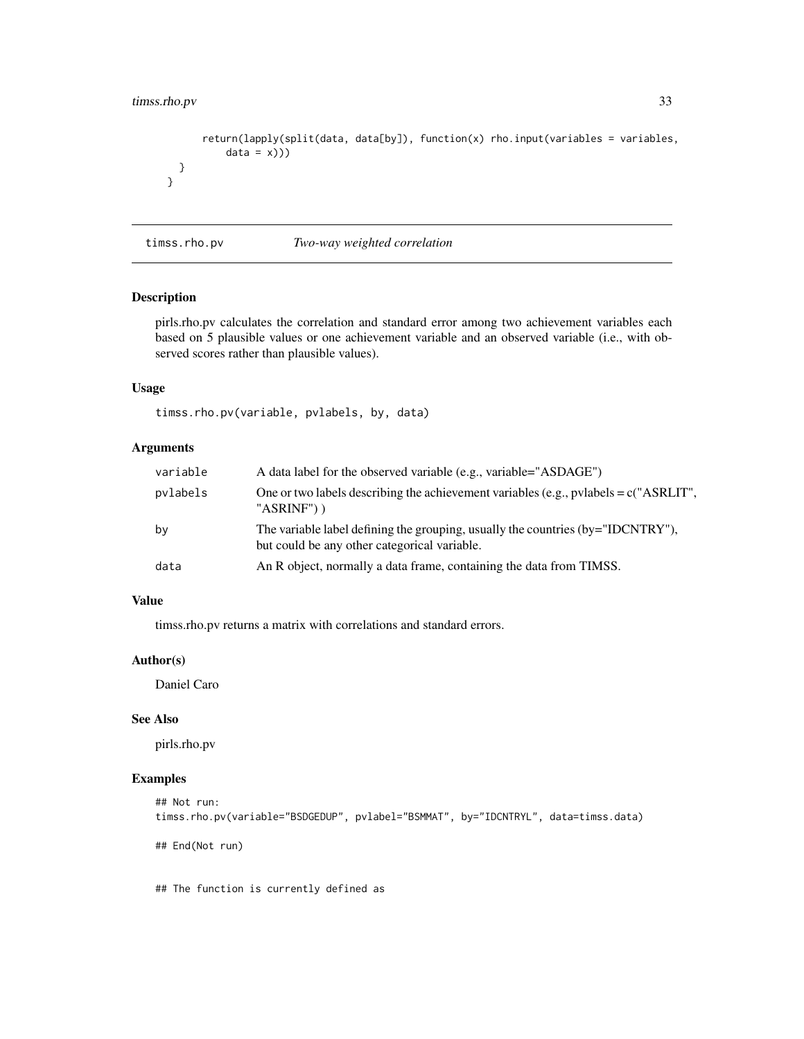```
    return(lapply(split(data, data[by]), function(x) rho.input(variables = variables,
        data = x)))
  }
}
```

---

## timss.rho.pv — *Two-way weighted correlation*

### Description

pirls.rho.pv calculates the correlation and standard error among two achievement variables each based on 5 plausible values or one achievement variable and an observed variable (i.e., with observed scores rather than plausible values).

### Usage

```
timss.rho.pv(variable, pvlabels, by, data)
```

### Arguments

| | |
|---|---|
| `variable` | A data label for the observed variable (e.g., variable="ASDAGE") |
| `pvlabels` | One or two labels describing the achievement variables (e.g., pvlabels = c("ASRLIT", "ASRINF") ) |
| `by` | The variable label defining the grouping, usually the countries (by="IDCNTRY"), but could be any other categorical variable. |
| `data` | An R object, normally a data frame, containing the data from TIMSS. |

### Value

timss.rho.pv returns a matrix with correlations and standard errors.

### Author(s)

Daniel Caro

### See Also

pirls.rho.pv

### Examples

```
## Not run:
timss.rho.pv(variable="BSDGEDUP", pvlabel="BSMMAT", by="IDCNTRYL", data=timss.data)

## End(Not run)


## The function is currently defined as
```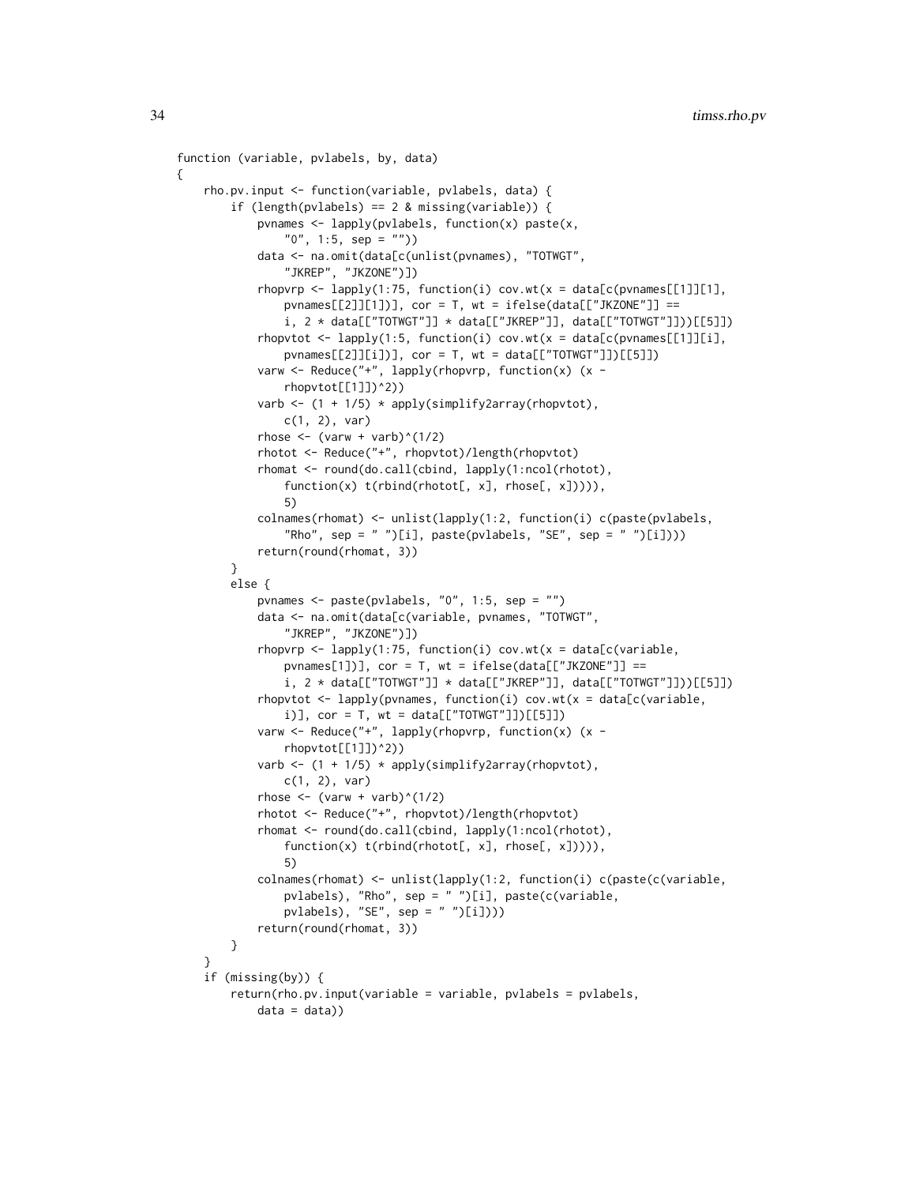```
function (variable, pvlabels, by, data)
{
    rho.pv.input <- function(variable, pvlabels, data) {
        if (length(pvlabels) == 2 & missing(variable)) {
            pvnames <- lapply(pvlabels, function(x) paste(x,
                "0", 1:5, sep = ""))
            data <- na.omit(data[c(unlist(pvnames), "TOTWGT",
                "JKREP", "JKZONE")])
            rhopvrp <- lapply(1:75, function(i) cov.wt(x = data[c(pvnames[[1]][1],
                pvnames[[2]][1])], cor = T, wt = ifelse(data[["JKZONE"]] ==
                i, 2 * data[["TOTWGT"]] * data[["JKREP"]], data[["TOTWGT"]]))[[5]])
            rhopvtot <- lapply(1:5, function(i) cov.wt(x = data[c(pvnames[[1]][i],
                pvnames[[2]][i])], cor = T, wt = data[["TOTWGT"]])[[5]])
            varw <- Reduce("+", lapply(rhopvrp, function(x) (x -
                rhopvtot[[1]])^2))
            varb <- (1 + 1/5) * apply(simplify2array(rhopvtot),
                c(1, 2), var)
            rhose <- (varw + varb)^(1/2)
            rhotot <- Reduce("+", rhopvtot)/length(rhopvtot)
            rhomat <- round(do.call(cbind, lapply(1:ncol(rhotot),
                function(x) t(rbind(rhotot[, x], rhose[, x])))),
                5)
            colnames(rhomat) <- unlist(lapply(1:2, function(i) c(paste(pvlabels,
                "Rho", sep = " ")[i], paste(pvlabels, "SE", sep = " ")[i])))
            return(round(rhomat, 3))
        }
        else {
            pvnames <- paste(pvlabels, "0", 1:5, sep = "")
            data <- na.omit(data[c(variable, pvnames, "TOTWGT",
                "JKREP", "JKZONE")])
            rhopvrp <- lapply(1:75, function(i) cov.wt(x = data[c(variable,
                pvnames[1])], cor = T, wt = ifelse(data[["JKZONE"]] ==
                i, 2 * data[["TOTWGT"]] * data[["JKREP"]], data[["TOTWGT"]]))[[5]])
            rhopvtot <- lapply(pvnames, function(i) cov.wt(x = data[c(variable,
                i)], cor = T, wt = data[["TOTWGT"]])[[5]])
            varw <- Reduce("+", lapply(rhopvrp, function(x) (x -
                rhopvtot[[1]])^2))
            varb <- (1 + 1/5) * apply(simplify2array(rhopvtot),
                c(1, 2), var)
            rhose <- (varw + varb)^(1/2)
            rhotot <- Reduce("+", rhopvtot)/length(rhopvtot)
            rhomat <- round(do.call(cbind, lapply(1:ncol(rhotot),
                function(x) t(rbind(rhotot[, x], rhose[, x])))),
                5)
            colnames(rhomat) <- unlist(lapply(1:2, function(i) c(paste(c(variable,
                pvlabels), "Rho", sep = " ")[i], paste(c(variable,
                pvlabels), "SE", sep = " ")[i])))
            return(round(rhomat, 3))
        }
    }
    if (missing(by)) {
        return(rho.pv.input(variable = variable, pvlabels = pvlabels,
            data = data))
```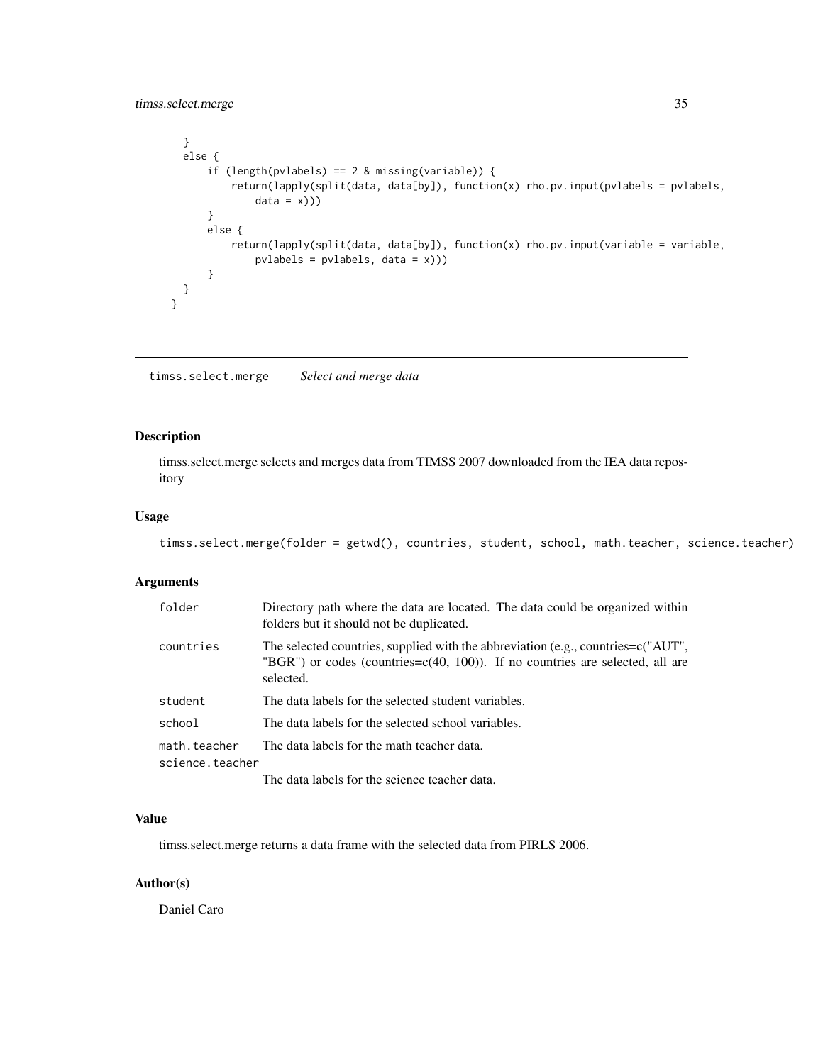```
    }
    else {
        if (length(pvlabels) == 2 & missing(variable)) {
            return(lapply(split(data, data[by]), function(x) rho.pv.input(pvlabels = pvlabels,
                data = x)))
        }
        else {
            return(lapply(split(data, data[by]), function(x) rho.pv.input(variable = variable,
                pvlabels = pvlabels, data = x)))
        }
    }
}
```

---

## timss.select.merge    *Select and merge data*

### Description

timss.select.merge selects and merges data from TIMSS 2007 downloaded from the IEA data repository

### Usage

```
timss.select.merge(folder = getwd(), countries, student, school, math.teacher, science.teacher)
```

### Arguments

| | |
|---|---|
| `folder` | Directory path where the data are located. The data could be organized within folders but it should not be duplicated. |
| `countries` | The selected countries, supplied with the abbreviation (e.g., countries=c("AUT", "BGR") or codes (countries=c(40, 100)). If no countries are selected, all are selected. |
| `student` | The data labels for the selected student variables. |
| `school` | The data labels for the selected school variables. |
| `math.teacher` | The data labels for the math teacher data. |
| `science.teacher` | The data labels for the science teacher data. |

### Value

timss.select.merge returns a data frame with the selected data from PIRLS 2006.

### Author(s)

Daniel Caro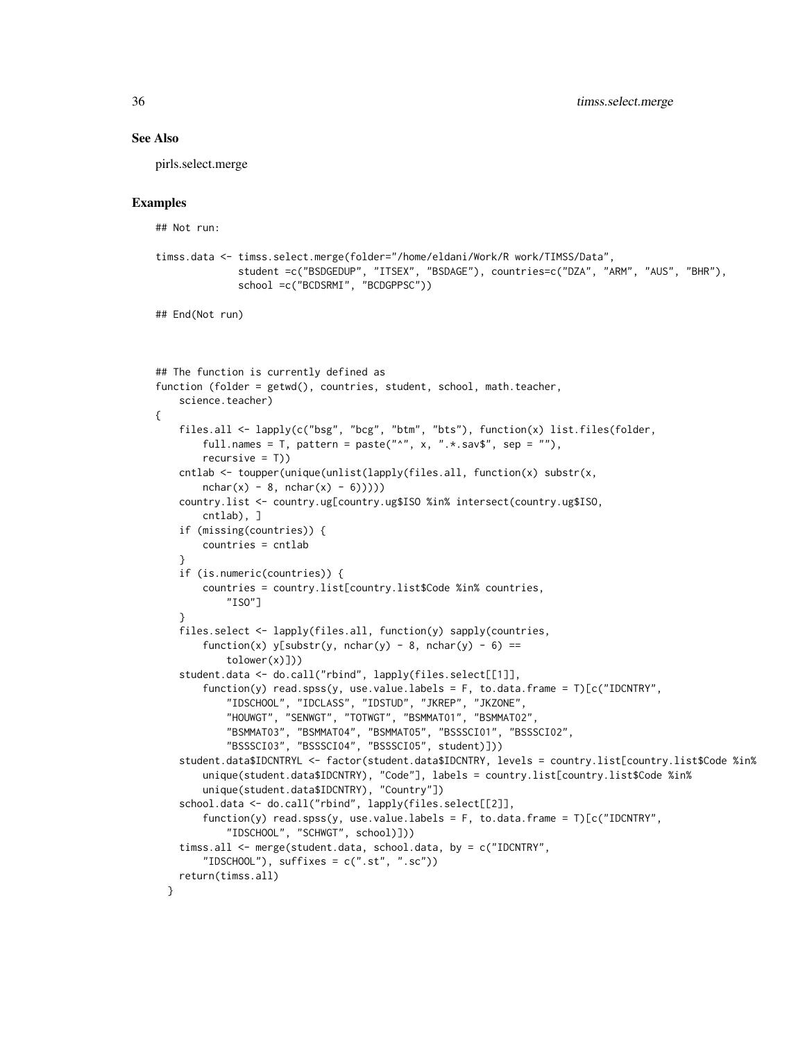## See Also

pirls.select.merge

## Examples

```
## Not run:

timss.data <- timss.select.merge(folder="/home/eldani/Work/R work/TIMSS/Data",
              student =c("BSDGEDUP", "ITSEX", "BSDAGE"), countries=c("DZA", "ARM", "AUS", "BHR"),
              school =c("BCDSRMI", "BCDGPPSC"))

## End(Not run)



## The function is currently defined as
function (folder = getwd(), countries, student, school, math.teacher,
    science.teacher)
{
    files.all <- lapply(c("bsg", "bcg", "btm", "bts"), function(x) list.files(folder,
        full.names = T, pattern = paste("^", x, ".*.sav$", sep = ""),
        recursive = T))
    cntlab <- toupper(unique(unlist(lapply(files.all, function(x) substr(x,
        nchar(x) - 8, nchar(x) - 6)))))
    country.list <- country.ug[country.ug$ISO %in% intersect(country.ug$ISO,
        cntlab), ]
    if (missing(countries)) {
        countries = cntlab
    }
    if (is.numeric(countries)) {
        countries = country.list[country.list$Code %in% countries,
            "ISO"]
    }
    files.select <- lapply(files.all, function(y) sapply(countries,
        function(x) y[substr(y, nchar(y) - 8, nchar(y) - 6) ==
            tolower(x)]))
    student.data <- do.call("rbind", lapply(files.select[[1]],
        function(y) read.spss(y, use.value.labels = F, to.data.frame = T)[c("IDCNTRY",
            "IDSCHOOL", "IDCLASS", "IDSTUD", "JKREP", "JKZONE",
            "HOUWGT", "SENWGT", "TOTWGT", "BSMMAT01", "BSMMAT02",
            "BSMMAT03", "BSMMAT04", "BSMMAT05", "BSSSCI01", "BSSSCI02",
            "BSSSCI03", "BSSSCI04", "BSSSCI05", student)]))
    student.data$IDCNTRYL <- factor(student.data$IDCNTRY, levels = country.list[country.list$Code %in%
        unique(student.data$IDCNTRY), "Code"], labels = country.list[country.list$Code %in%
        unique(student.data$IDCNTRY), "Country"])
    school.data <- do.call("rbind", lapply(files.select[[2]],
        function(y) read.spss(y, use.value.labels = F, to.data.frame = T)[c("IDCNTRY",
            "IDSCHOOL", "SCHWGT", school)]))
    timss.all <- merge(student.data, school.data, by = c("IDCNTRY",
        "IDSCHOOL"), suffixes = c(".st", ".sc"))
    return(timss.all)
  }
```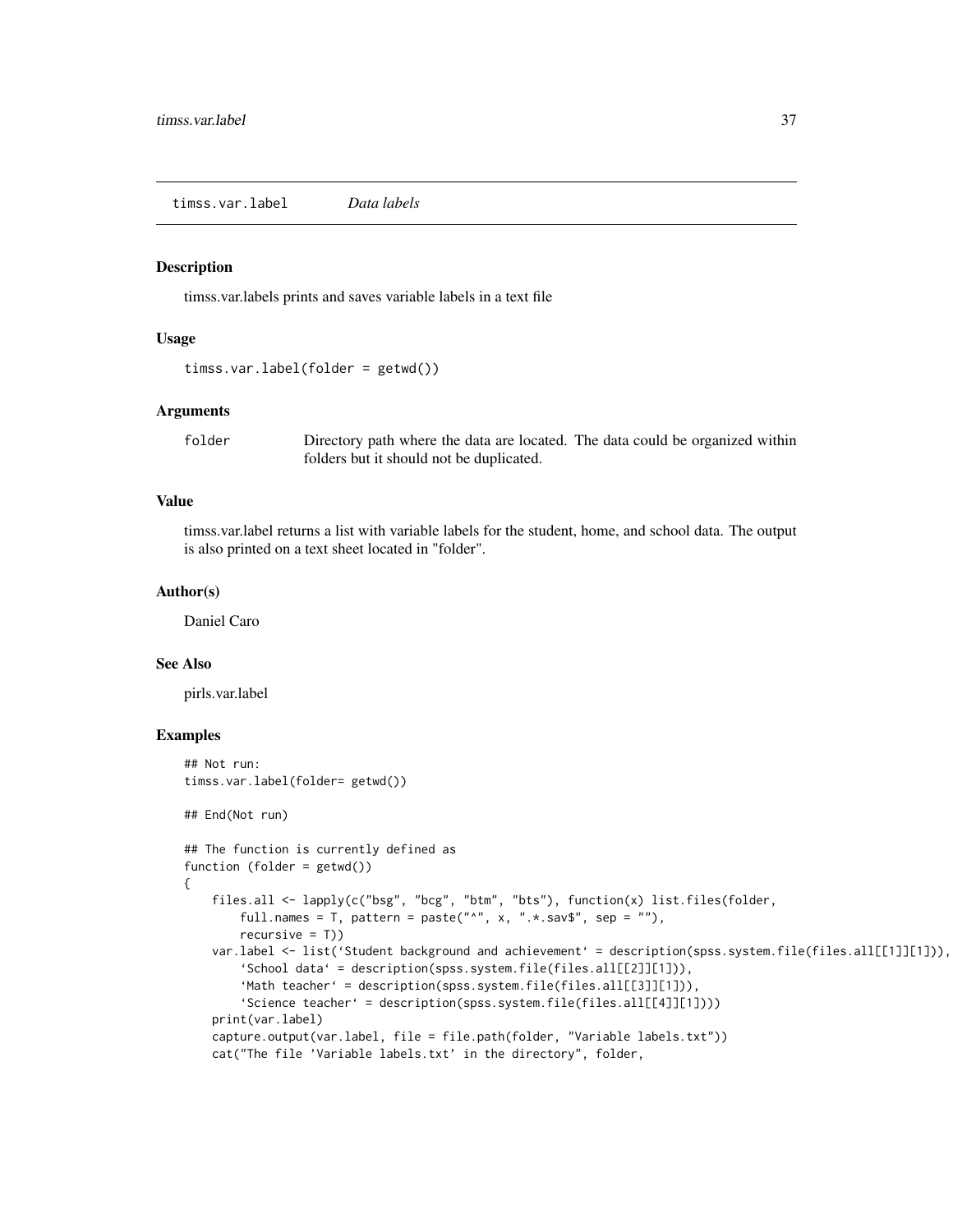timss.var.label — *Data labels*

### Description

timss.var.labels prints and saves variable labels in a text file

### Usage

```
timss.var.label(folder = getwd())
```

### Arguments

| | |
|---|---|
| folder | Directory path where the data are located. The data could be organized within folders but it should not be duplicated. |

### Value

timss.var.label returns a list with variable labels for the student, home, and school data. The output is also printed on a text sheet located in "folder".

### Author(s)

Daniel Caro

### See Also

pirls.var.label

### Examples

```
## Not run:
timss.var.label(folder= getwd())

## End(Not run)

## The function is currently defined as
function (folder = getwd())
{
    files.all <- lapply(c("bsg", "bcg", "btm", "bts"), function(x) list.files(folder,
        full.names = T, pattern = paste("^", x, ".*.sav$", sep = ""),
        recursive = T))
    var.label <- list(`Student background and achievement` = description(spss.system.file(files.all[[1]][1])),
        `School data` = description(spss.system.file(files.all[[2]][1])),
        `Math teacher` = description(spss.system.file(files.all[[3]][1])),
        `Science teacher` = description(spss.system.file(files.all[[4]][1])))
    print(var.label)
    capture.output(var.label, file = file.path(folder, "Variable labels.txt"))
    cat("The file 'Variable labels.txt' in the directory", folder,
```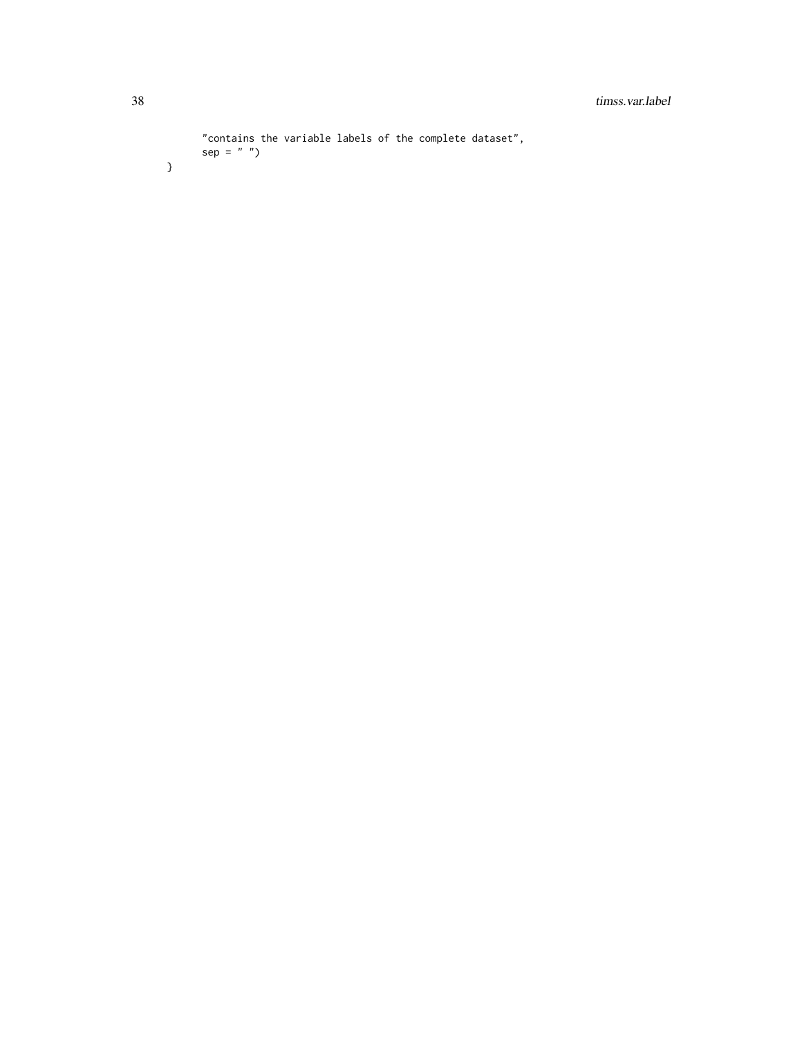```
      "contains the variable labels of the complete dataset",
      sep = " ")
}
```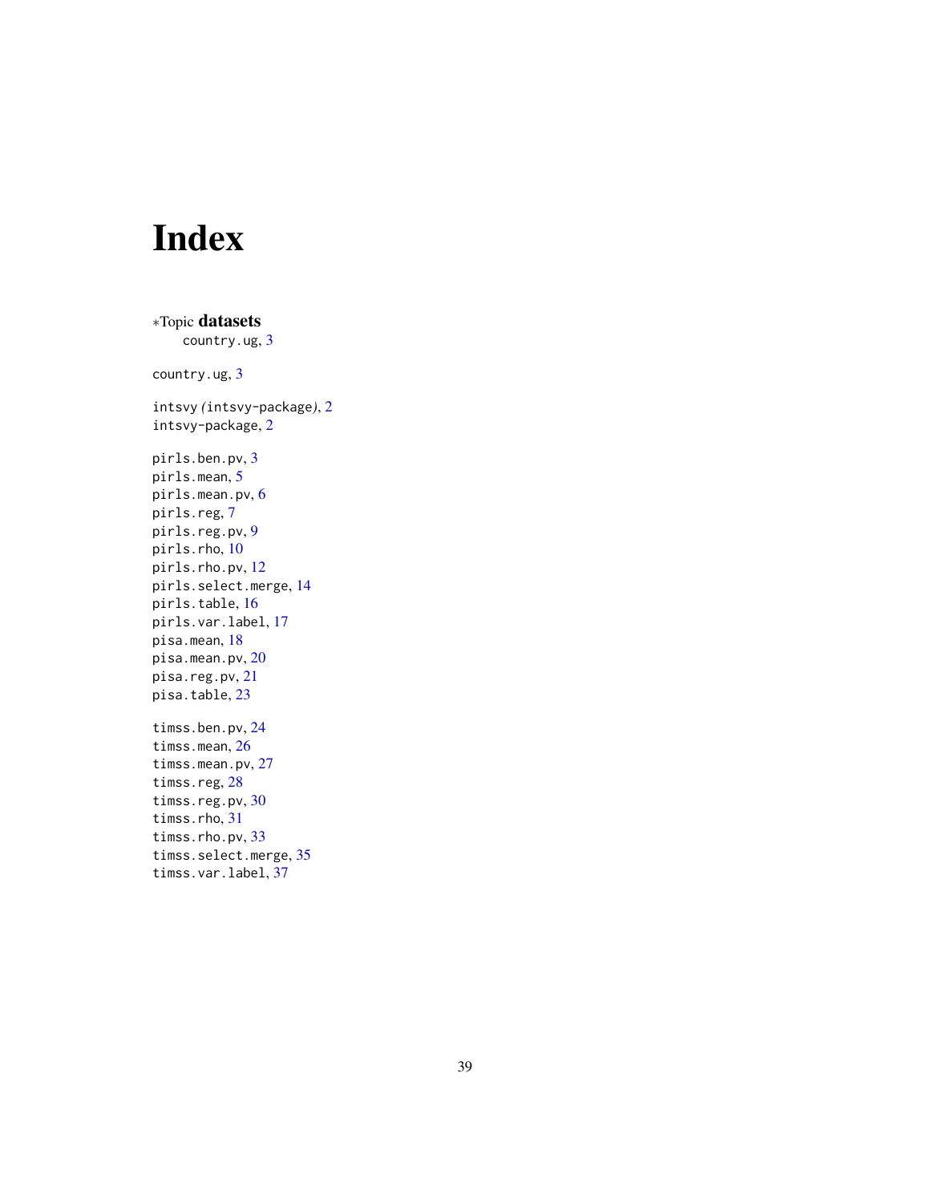# Index

*Topic **datasets**

country.ug, 3

country.ug, 3

intsvy *(*intsvy-package*)*, 2
intsvy-package, 2

pirls.ben.pv, 3
pirls.mean, 5
pirls.mean.pv, 6
pirls.reg, 7
pirls.reg.pv, 9
pirls.rho, 10
pirls.rho.pv, 12
pirls.select.merge, 14
pirls.table, 16
pirls.var.label, 17
pisa.mean, 18
pisa.mean.pv, 20
pisa.reg.pv, 21
pisa.table, 23

timss.ben.pv, 24
timss.mean, 26
timss.mean.pv, 27
timss.reg, 28
timss.reg.pv, 30
timss.rho, 31
timss.rho.pv, 33
timss.select.merge, 35
timss.var.label, 37